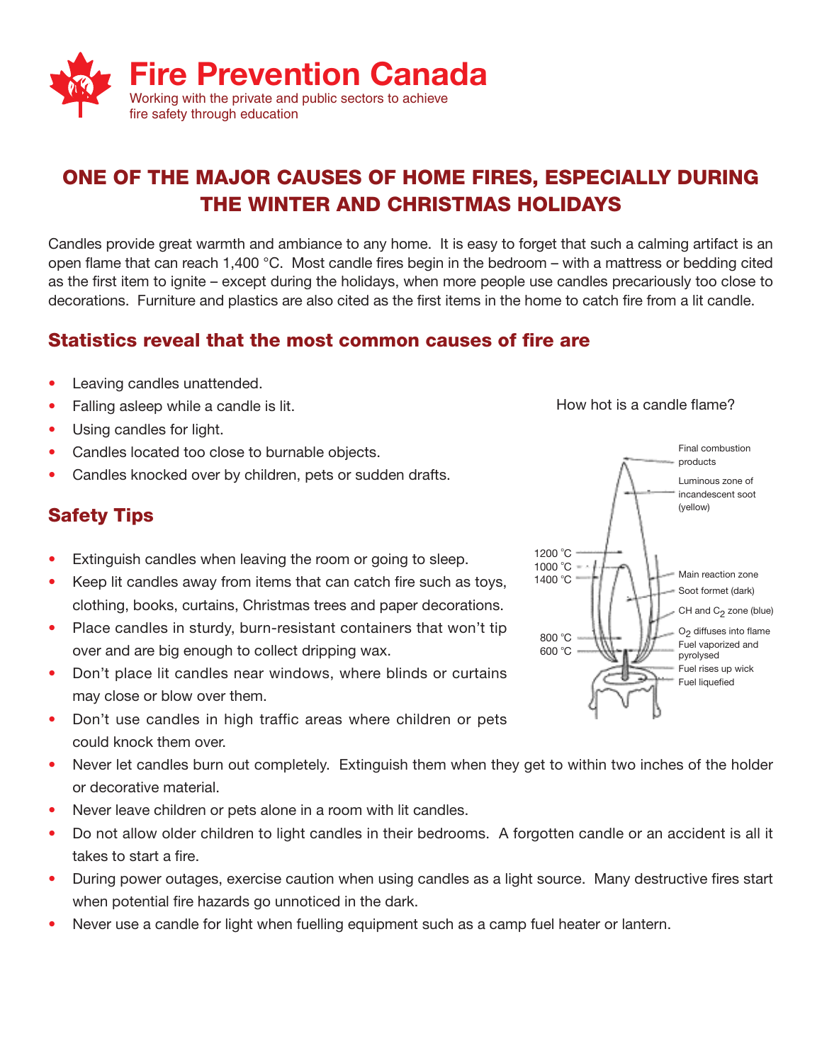# Fire Prevention Canada

Working with the private and public sectors to achieve fire safety through education

## ONE OF THE MAJOR CAUSES OF HOME FIRES, ESPECIALLY DURING THE WINTER AND CHRISTMAS HOLIDAYS

Candles provide great warmth and ambiance to any home. It is easy to forget that such a calming artifact is an open flame that can reach 1,400 °C. Most candle fires begin in the bedroom – with a mattress or bedding cited as the first item to ignite – except during the holidays, when more people use candles precariously too close to decorations. Furniture and plastics are also cited as the first items in the home to catch fire from a lit candle.

### Statistics reveal that the most common causes of fire are

- Leaving candles unattended.
- Falling asleep while a candle is lit.
- Using candles for light.
- Candles located too close to burnable objects.
- Candles knocked over by children, pets or sudden drafts.

How hot is a candle flame?

Final combustion products

Luminous zone of incandescent soot (yellow)

1200 °C

1000 °C

1400 °C

Main reaction zone

Soot formet (dark)

CH and $C_2$ zone (blue)

800 °C

600 °C

$O_2$ diffuses into flame

Fuel vaporized and pyrolysed

Fuel rises up wick

Fuel liquefied

### Safety Tips

- Extinguish candles when leaving the room or going to sleep.
- Keep lit candles away from items that can catch fire such as toys, clothing, books, curtains, Christmas trees and paper decorations.
- Place candles in sturdy, burn-resistant containers that won't tip over and are big enough to collect dripping wax.
- Don't place lit candles near windows, where blinds or curtains may close or blow over them.
- Don't use candles in high traffic areas where children or pets could knock them over.
- Never let candles burn out completely. Extinguish them when they get to within two inches of the holder or decorative material.
- Never leave children or pets alone in a room with lit candles.
- Do not allow older children to light candles in their bedrooms. A forgotten candle or an accident is all it takes to start a fire.
- During power outages, exercise caution when using candles as a light source. Many destructive fires start when potential fire hazards go unnoticed in the dark.
- Never use a candle for light when fuelling equipment such as a camp fuel heater or lantern.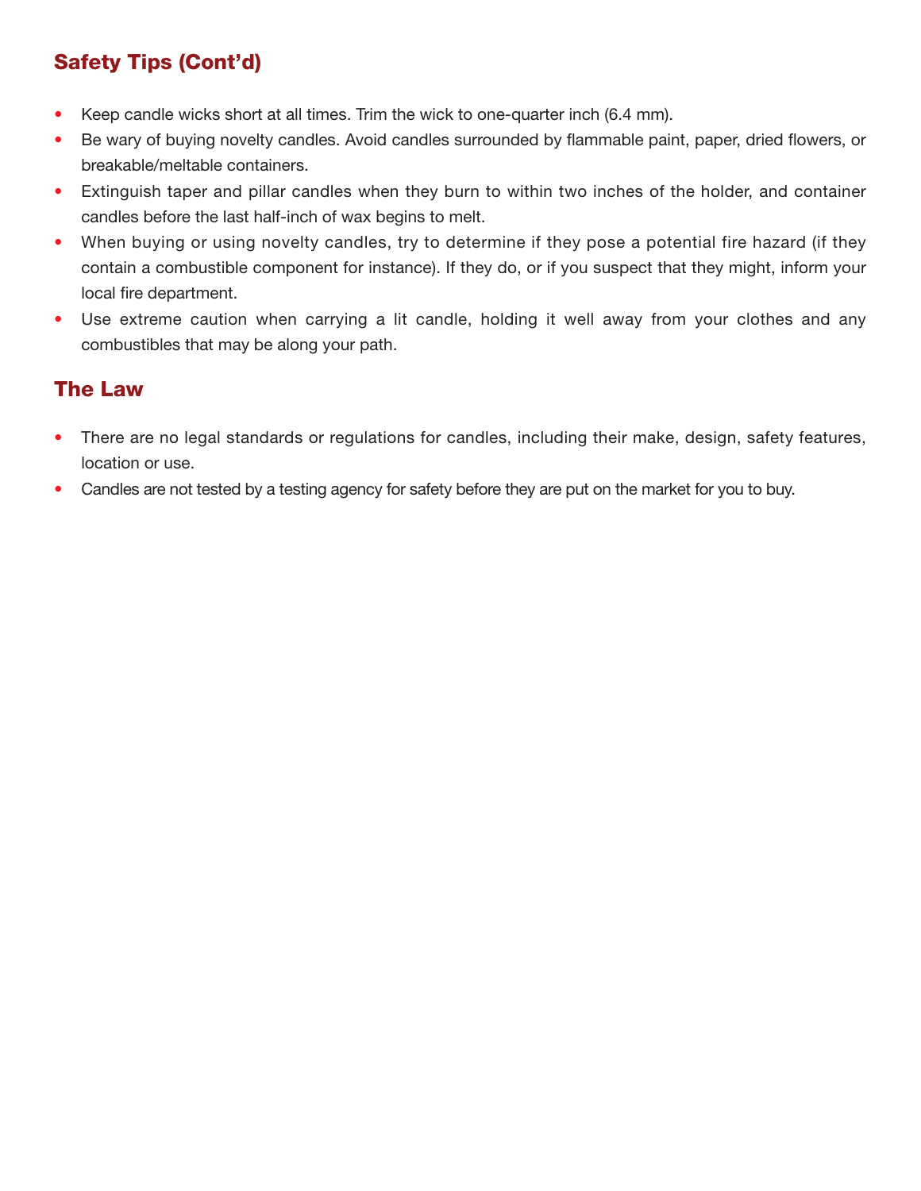## Safety Tips (Cont'd)

- Keep candle wicks short at all times. Trim the wick to one-quarter inch (6.4 mm).
- Be wary of buying novelty candles. Avoid candles surrounded by flammable paint, paper, dried flowers, or breakable/meltable containers.
- Extinguish taper and pillar candles when they burn to within two inches of the holder, and container candles before the last half-inch of wax begins to melt.
- When buying or using novelty candles, try to determine if they pose a potential fire hazard (if they contain a combustible component for instance). If they do, or if you suspect that they might, inform your local fire department.
- Use extreme caution when carrying a lit candle, holding it well away from your clothes and any combustibles that may be along your path.

## The Law

- There are no legal standards or regulations for candles, including their make, design, safety features, location or use.
- Candles are not tested by a testing agency for safety before they are put on the market for you to buy.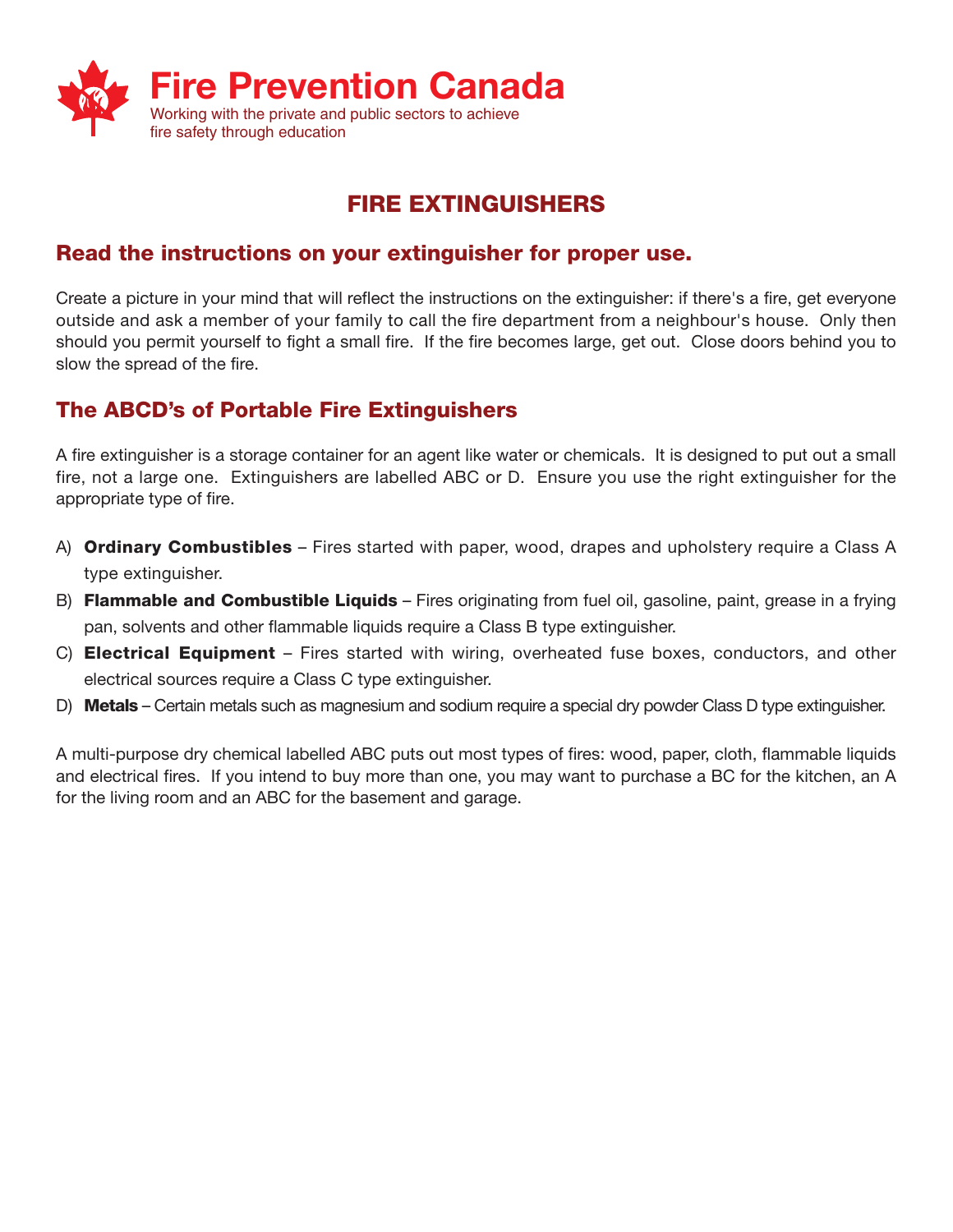# Fire Prevention Canada

Working with the private and public sectors to achieve fire safety through education

## FIRE EXTINGUISHERS

### Read the instructions on your extinguisher for proper use.

Create a picture in your mind that will reflect the instructions on the extinguisher: if there's a fire, get everyone outside and ask a member of your family to call the fire department from a neighbour's house. Only then should you permit yourself to fight a small fire. If the fire becomes large, get out. Close doors behind you to slow the spread of the fire.

### The ABCD's of Portable Fire Extinguishers

A fire extinguisher is a storage container for an agent like water or chemicals. It is designed to put out a small fire, not a large one. Extinguishers are labelled ABC or D. Ensure you use the right extinguisher for the appropriate type of fire.

A) **Ordinary Combustibles** – Fires started with paper, wood, drapes and upholstery require a Class A type extinguisher.

B) **Flammable and Combustible Liquids** – Fires originating from fuel oil, gasoline, paint, grease in a frying pan, solvents and other flammable liquids require a Class B type extinguisher.

C) **Electrical Equipment** – Fires started with wiring, overheated fuse boxes, conductors, and other electrical sources require a Class C type extinguisher.

D) **Metals** – Certain metals such as magnesium and sodium require a special dry powder Class D type extinguisher.

A multi-purpose dry chemical labelled ABC puts out most types of fires: wood, paper, cloth, flammable liquids and electrical fires. If you intend to buy more than one, you may want to purchase a BC for the kitchen, an A for the living room and an ABC for the basement and garage.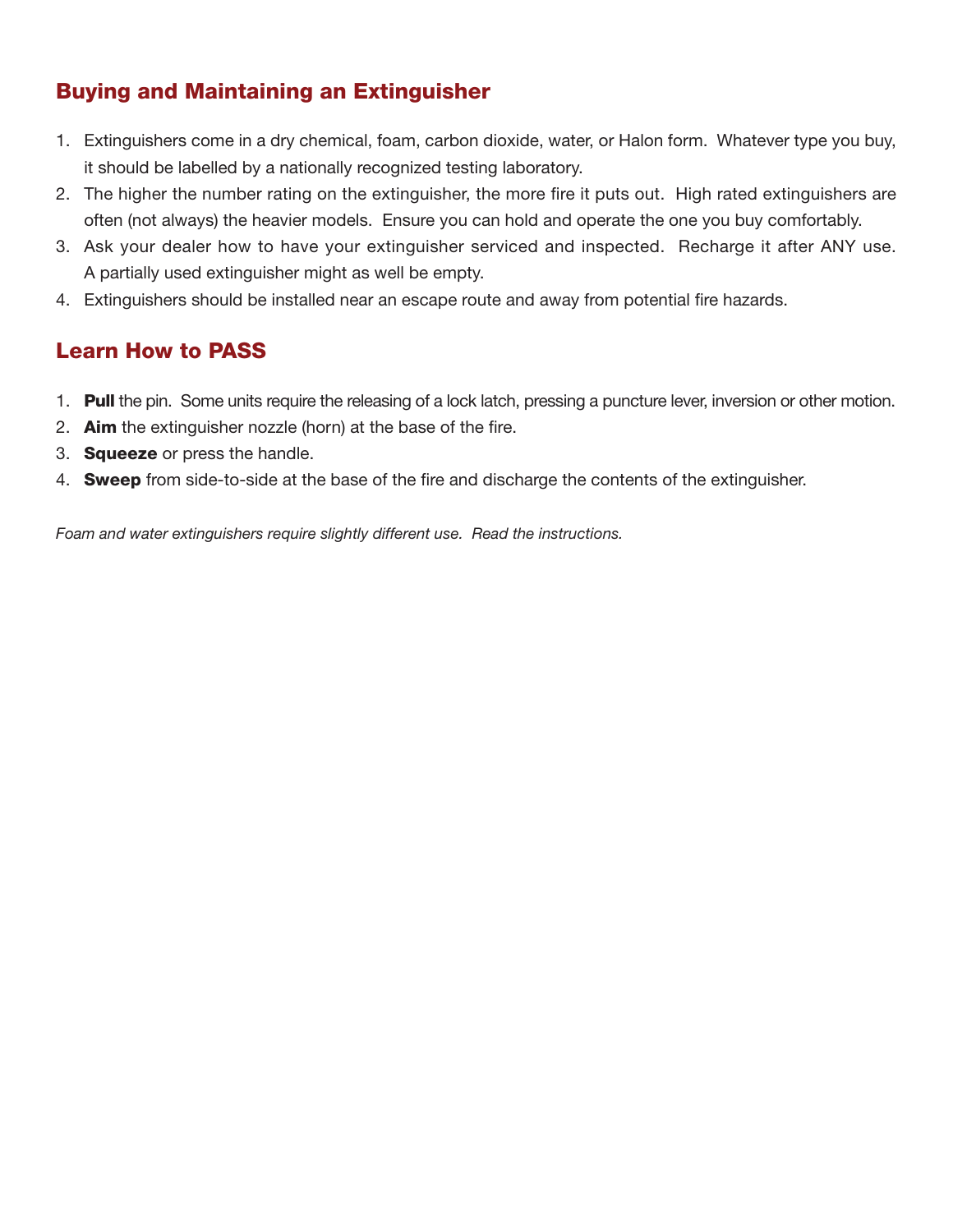## Buying and Maintaining an Extinguisher

1. Extinguishers come in a dry chemical, foam, carbon dioxide, water, or Halon form. Whatever type you buy, it should be labelled by a nationally recognized testing laboratory.
2. The higher the number rating on the extinguisher, the more fire it puts out. High rated extinguishers are often (not always) the heavier models. Ensure you can hold and operate the one you buy comfortably.
3. Ask your dealer how to have your extinguisher serviced and inspected. Recharge it after ANY use. A partially used extinguisher might as well be empty.
4. Extinguishers should be installed near an escape route and away from potential fire hazards.

## Learn How to PASS

1. **Pull** the pin. Some units require the releasing of a lock latch, pressing a puncture lever, inversion or other motion.
2. **Aim** the extinguisher nozzle (horn) at the base of the fire.
3. **Squeeze** or press the handle.
4. **Sweep** from side-to-side at the base of the fire and discharge the contents of the extinguisher.

*Foam and water extinguishers require slightly different use. Read the instructions.*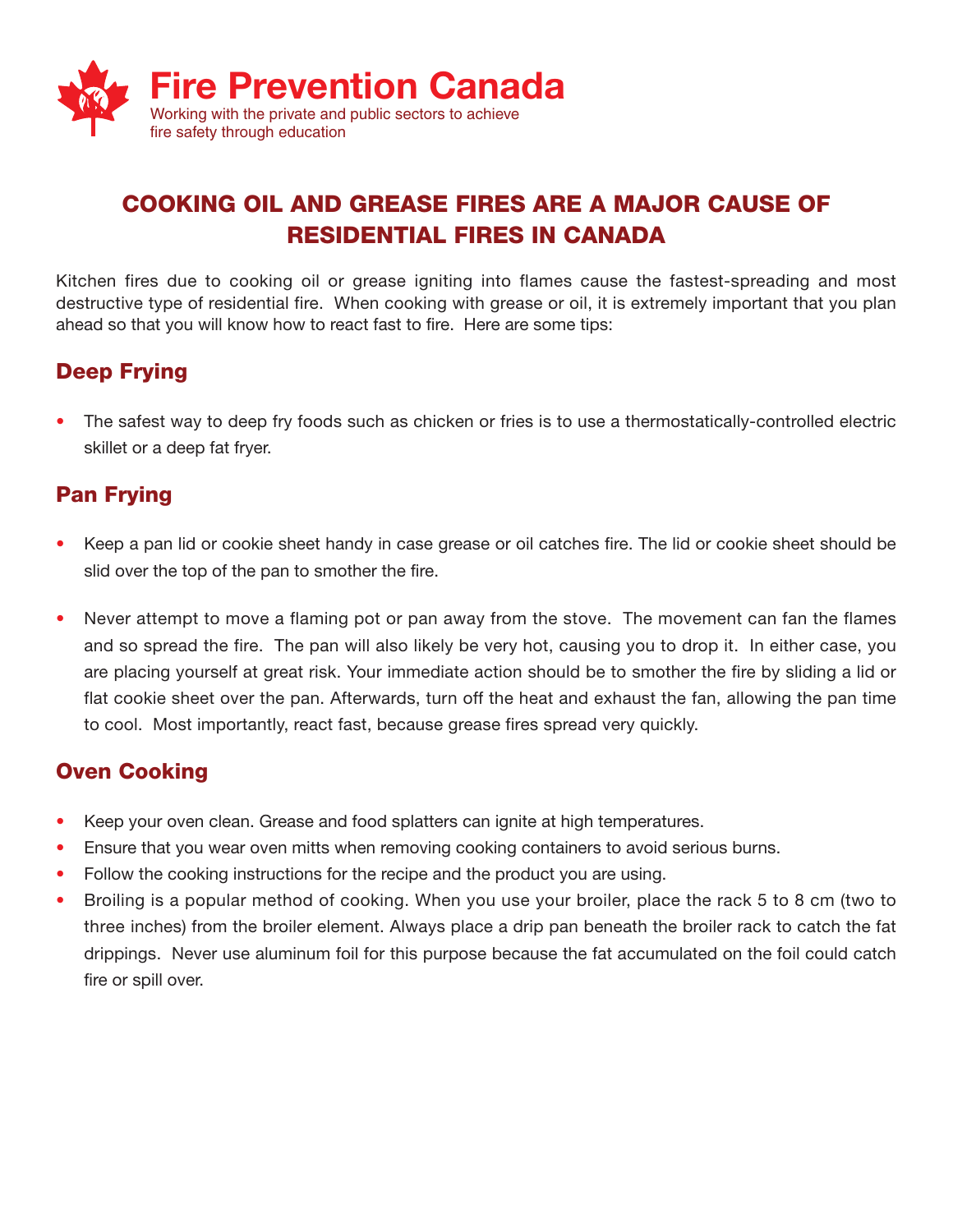# Fire Prevention Canada

Working with the private and public sectors to achieve fire safety through education

## COOKING OIL AND GREASE FIRES ARE A MAJOR CAUSE OF RESIDENTIAL FIRES IN CANADA

Kitchen fires due to cooking oil or grease igniting into flames cause the fastest-spreading and most destructive type of residential fire. When cooking with grease or oil, it is extremely important that you plan ahead so that you will know how to react fast to fire. Here are some tips:

### Deep Frying

- The safest way to deep fry foods such as chicken or fries is to use a thermostatically-controlled electric skillet or a deep fat fryer.

### Pan Frying

- Keep a pan lid or cookie sheet handy in case grease or oil catches fire. The lid or cookie sheet should be slid over the top of the pan to smother the fire.
- Never attempt to move a flaming pot or pan away from the stove. The movement can fan the flames and so spread the fire. The pan will also likely be very hot, causing you to drop it. In either case, you are placing yourself at great risk. Your immediate action should be to smother the fire by sliding a lid or flat cookie sheet over the pan. Afterwards, turn off the heat and exhaust the fan, allowing the pan time to cool. Most importantly, react fast, because grease fires spread very quickly.

### Oven Cooking

- Keep your oven clean. Grease and food splatters can ignite at high temperatures.
- Ensure that you wear oven mitts when removing cooking containers to avoid serious burns.
- Follow the cooking instructions for the recipe and the product you are using.
- Broiling is a popular method of cooking. When you use your broiler, place the rack 5 to 8 cm (two to three inches) from the broiler element. Always place a drip pan beneath the broiler rack to catch the fat drippings. Never use aluminum foil for this purpose because the fat accumulated on the foil could catch fire or spill over.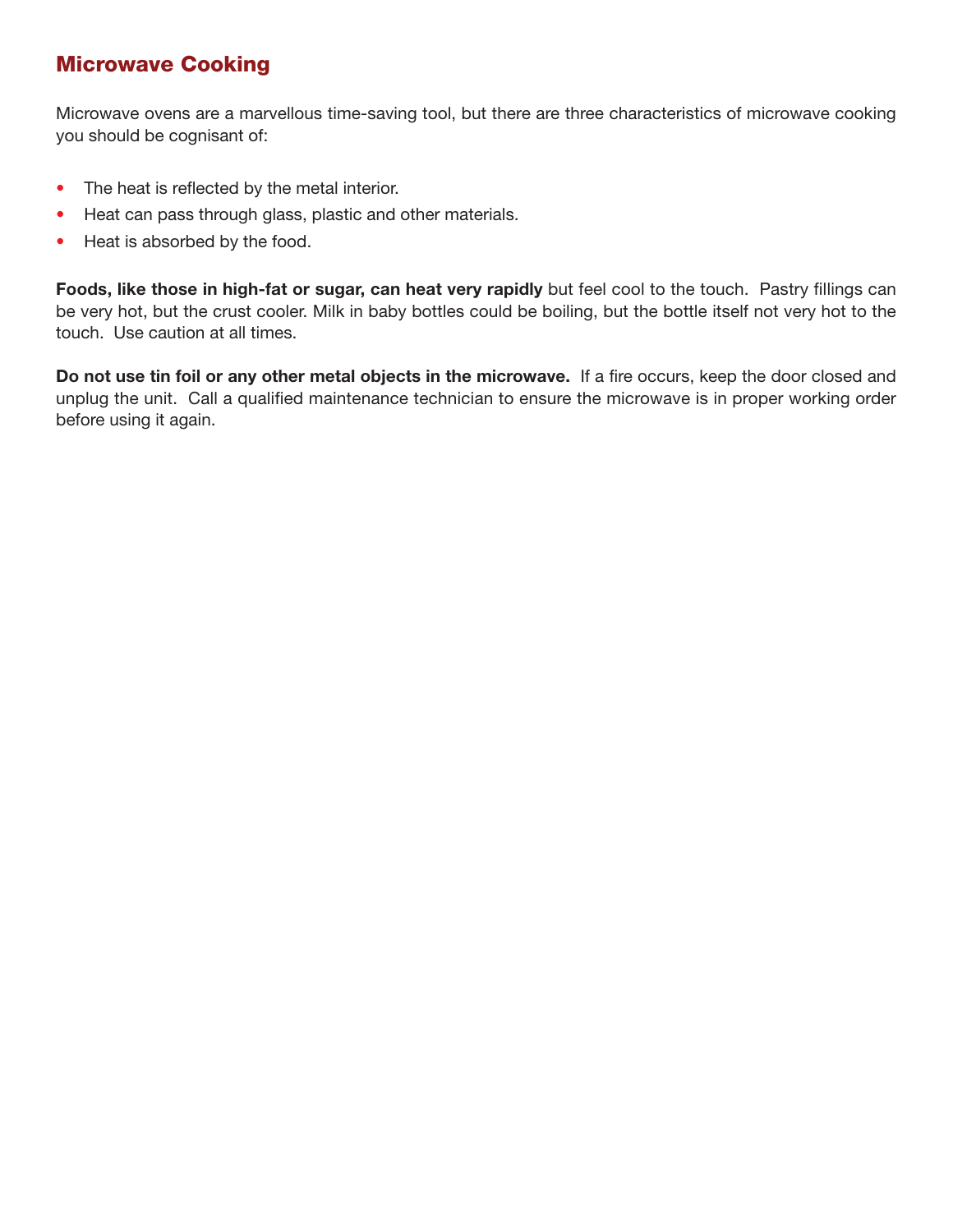## Microwave Cooking

Microwave ovens are a marvellous time-saving tool, but there are three characteristics of microwave cooking you should be cognisant of:

- The heat is reflected by the metal interior.
- Heat can pass through glass, plastic and other materials.
- Heat is absorbed by the food.

**Foods, like those in high-fat or sugar, can heat very rapidly** but feel cool to the touch. Pastry fillings can be very hot, but the crust cooler. Milk in baby bottles could be boiling, but the bottle itself not very hot to the touch. Use caution at all times.

**Do not use tin foil or any other metal objects in the microwave.** If a fire occurs, keep the door closed and unplug the unit. Call a qualified maintenance technician to ensure the microwave is in proper working order before using it again.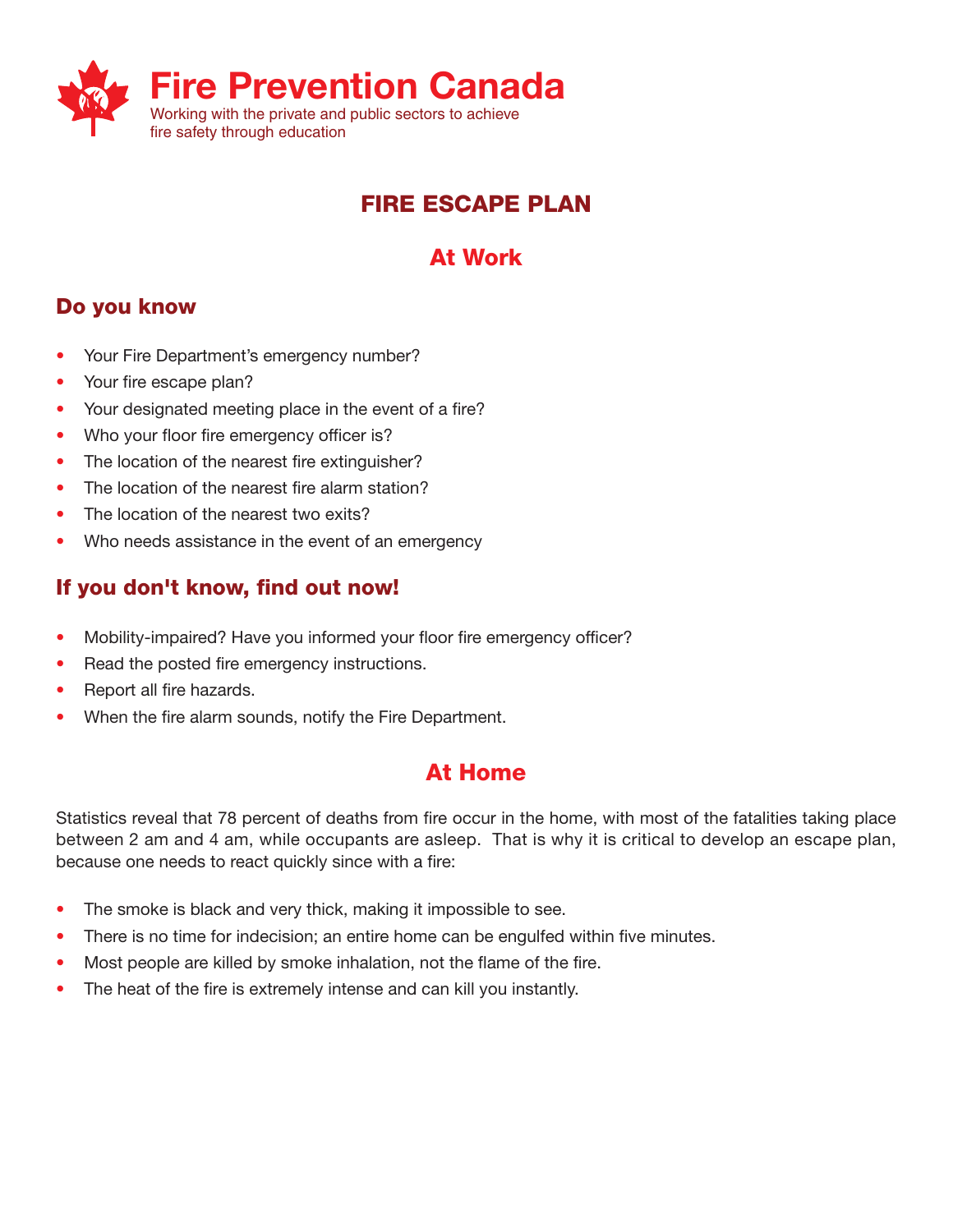# Fire Prevention Canada

Working with the private and public sectors to achieve fire safety through education

## FIRE ESCAPE PLAN

## At Work

### Do you know

- Your Fire Department's emergency number?
- Your fire escape plan?
- Your designated meeting place in the event of a fire?
- Who your floor fire emergency officer is?
- The location of the nearest fire extinguisher?
- The location of the nearest fire alarm station?
- The location of the nearest two exits?
- Who needs assistance in the event of an emergency

### If you don't know, find out now!

- Mobility-impaired? Have you informed your floor fire emergency officer?
- Read the posted fire emergency instructions.
- Report all fire hazards.
- When the fire alarm sounds, notify the Fire Department.

## At Home

Statistics reveal that 78 percent of deaths from fire occur in the home, with most of the fatalities taking place between 2 am and 4 am, while occupants are asleep. That is why it is critical to develop an escape plan, because one needs to react quickly since with a fire:

- The smoke is black and very thick, making it impossible to see.
- There is no time for indecision; an entire home can be engulfed within five minutes.
- Most people are killed by smoke inhalation, not the flame of the fire.
- The heat of the fire is extremely intense and can kill you instantly.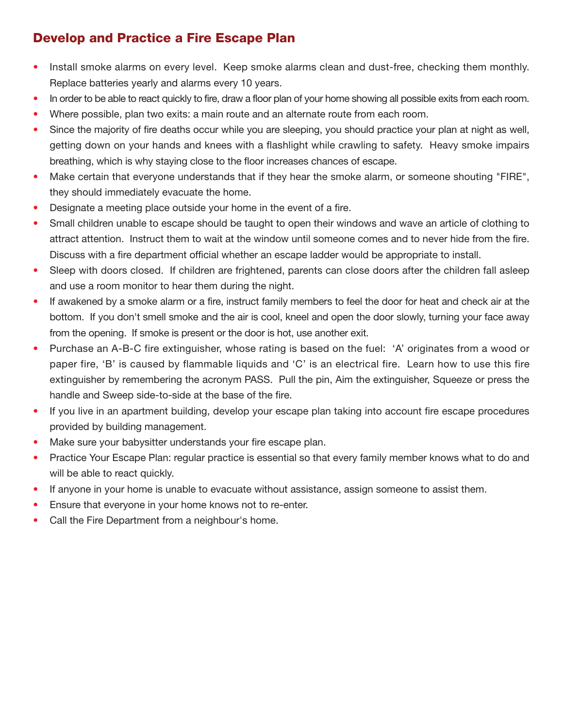## Develop and Practice a Fire Escape Plan

- Install smoke alarms on every level. Keep smoke alarms clean and dust-free, checking them monthly. Replace batteries yearly and alarms every 10 years.
- In order to be able to react quickly to fire, draw a floor plan of your home showing all possible exits from each room.
- Where possible, plan two exits: a main route and an alternate route from each room.
- Since the majority of fire deaths occur while you are sleeping, you should practice your plan at night as well, getting down on your hands and knees with a flashlight while crawling to safety. Heavy smoke impairs breathing, which is why staying close to the floor increases chances of escape.
- Make certain that everyone understands that if they hear the smoke alarm, or someone shouting "FIRE", they should immediately evacuate the home.
- Designate a meeting place outside your home in the event of a fire.
- Small children unable to escape should be taught to open their windows and wave an article of clothing to attract attention. Instruct them to wait at the window until someone comes and to never hide from the fire. Discuss with a fire department official whether an escape ladder would be appropriate to install.
- Sleep with doors closed. If children are frightened, parents can close doors after the children fall asleep and use a room monitor to hear them during the night.
- If awakened by a smoke alarm or a fire, instruct family members to feel the door for heat and check air at the bottom. If you don't smell smoke and the air is cool, kneel and open the door slowly, turning your face away from the opening. If smoke is present or the door is hot, use another exit.
- Purchase an A-B-C fire extinguisher, whose rating is based on the fuel: 'A' originates from a wood or paper fire, 'B' is caused by flammable liquids and 'C' is an electrical fire. Learn how to use this fire extinguisher by remembering the acronym PASS. Pull the pin, Aim the extinguisher, Squeeze or press the handle and Sweep side-to-side at the base of the fire.
- If you live in an apartment building, develop your escape plan taking into account fire escape procedures provided by building management.
- Make sure your babysitter understands your fire escape plan.
- Practice Your Escape Plan: regular practice is essential so that every family member knows what to do and will be able to react quickly.
- If anyone in your home is unable to evacuate without assistance, assign someone to assist them.
- Ensure that everyone in your home knows not to re-enter.
- Call the Fire Department from a neighbour's home.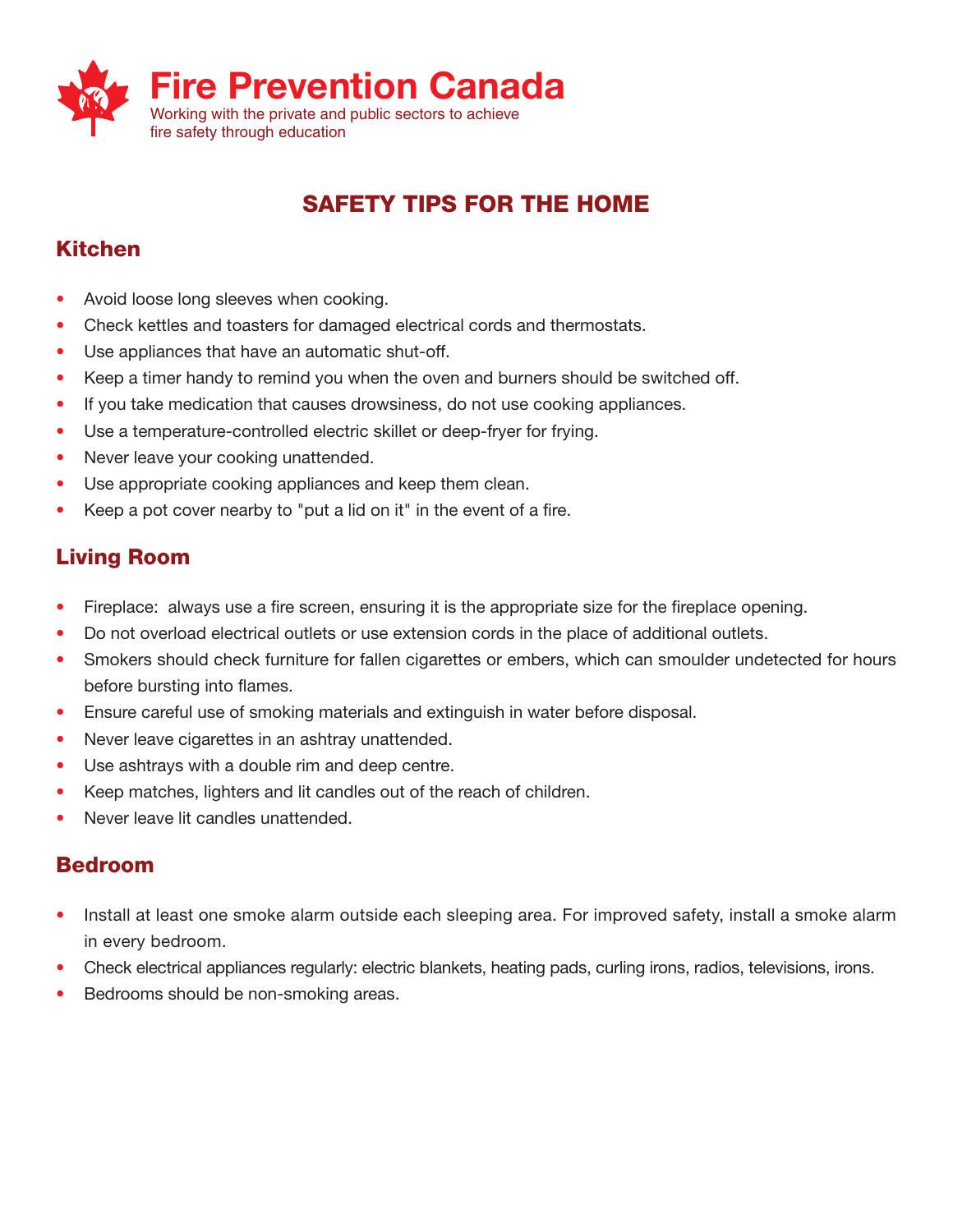# Fire Prevention Canada

Working with the private and public sectors to achieve fire safety through education

## SAFETY TIPS FOR THE HOME

### Kitchen

- Avoid loose long sleeves when cooking.
- Check kettles and toasters for damaged electrical cords and thermostats.
- Use appliances that have an automatic shut-off.
- Keep a timer handy to remind you when the oven and burners should be switched off.
- If you take medication that causes drowsiness, do not use cooking appliances.
- Use a temperature-controlled electric skillet or deep-fryer for frying.
- Never leave your cooking unattended.
- Use appropriate cooking appliances and keep them clean.
- Keep a pot cover nearby to "put a lid on it" in the event of a fire.

### Living Room

- Fireplace: always use a fire screen, ensuring it is the appropriate size for the fireplace opening.
- Do not overload electrical outlets or use extension cords in the place of additional outlets.
- Smokers should check furniture for fallen cigarettes or embers, which can smoulder undetected for hours before bursting into flames.
- Ensure careful use of smoking materials and extinguish in water before disposal.
- Never leave cigarettes in an ashtray unattended.
- Use ashtrays with a double rim and deep centre.
- Keep matches, lighters and lit candles out of the reach of children.
- Never leave lit candles unattended.

### Bedroom

- Install at least one smoke alarm outside each sleeping area. For improved safety, install a smoke alarm in every bedroom.
- Check electrical appliances regularly: electric blankets, heating pads, curling irons, radios, televisions, irons.
- Bedrooms should be non-smoking areas.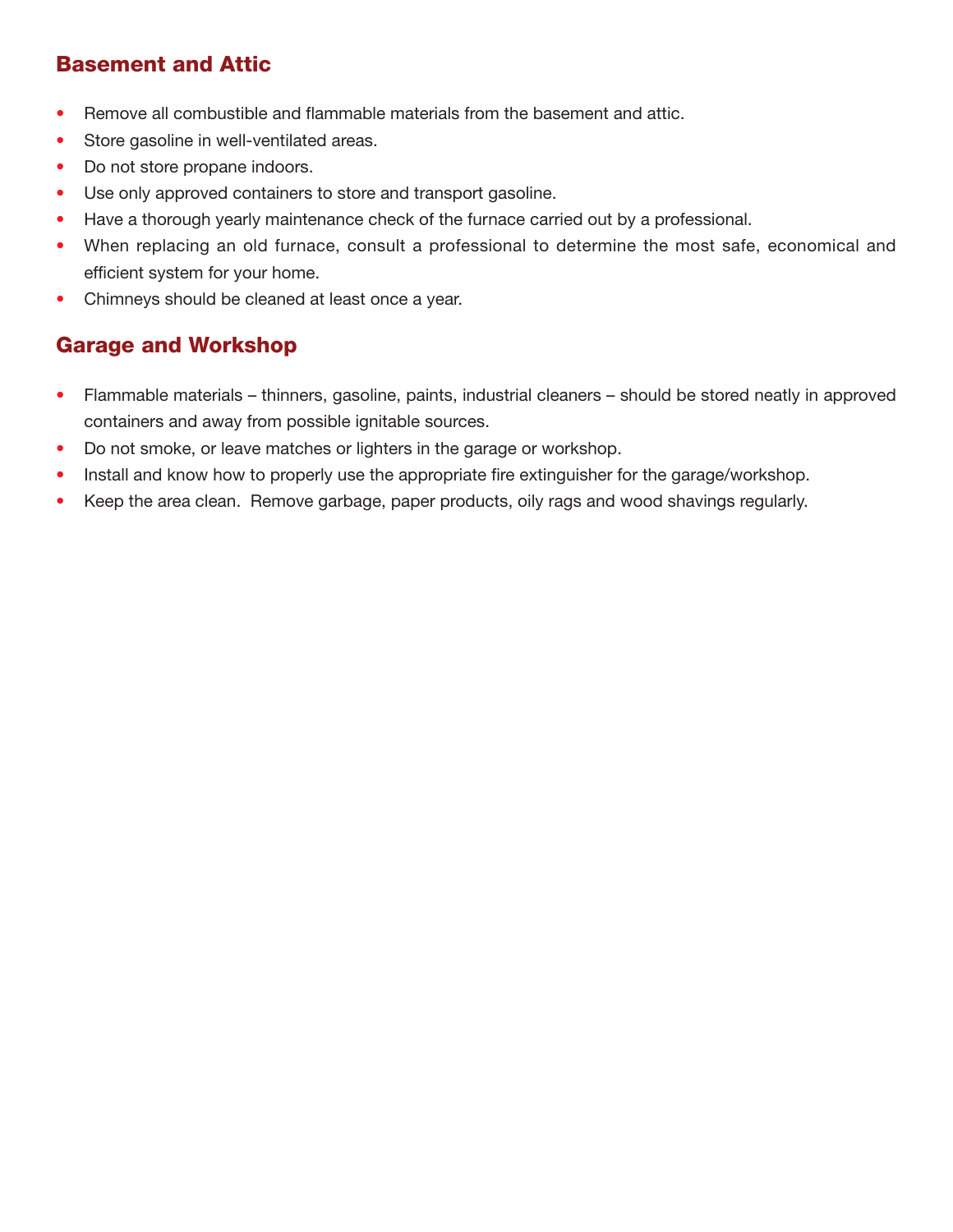## Basement and Attic

- Remove all combustible and flammable materials from the basement and attic.
- Store gasoline in well-ventilated areas.
- Do not store propane indoors.
- Use only approved containers to store and transport gasoline.
- Have a thorough yearly maintenance check of the furnace carried out by a professional.
- When replacing an old furnace, consult a professional to determine the most safe, economical and efficient system for your home.
- Chimneys should be cleaned at least once a year.

## Garage and Workshop

- Flammable materials – thinners, gasoline, paints, industrial cleaners – should be stored neatly in approved containers and away from possible ignitable sources.
- Do not smoke, or leave matches or lighters in the garage or workshop.
- Install and know how to properly use the appropriate fire extinguisher for the garage/workshop.
- Keep the area clean. Remove garbage, paper products, oily rags and wood shavings regularly.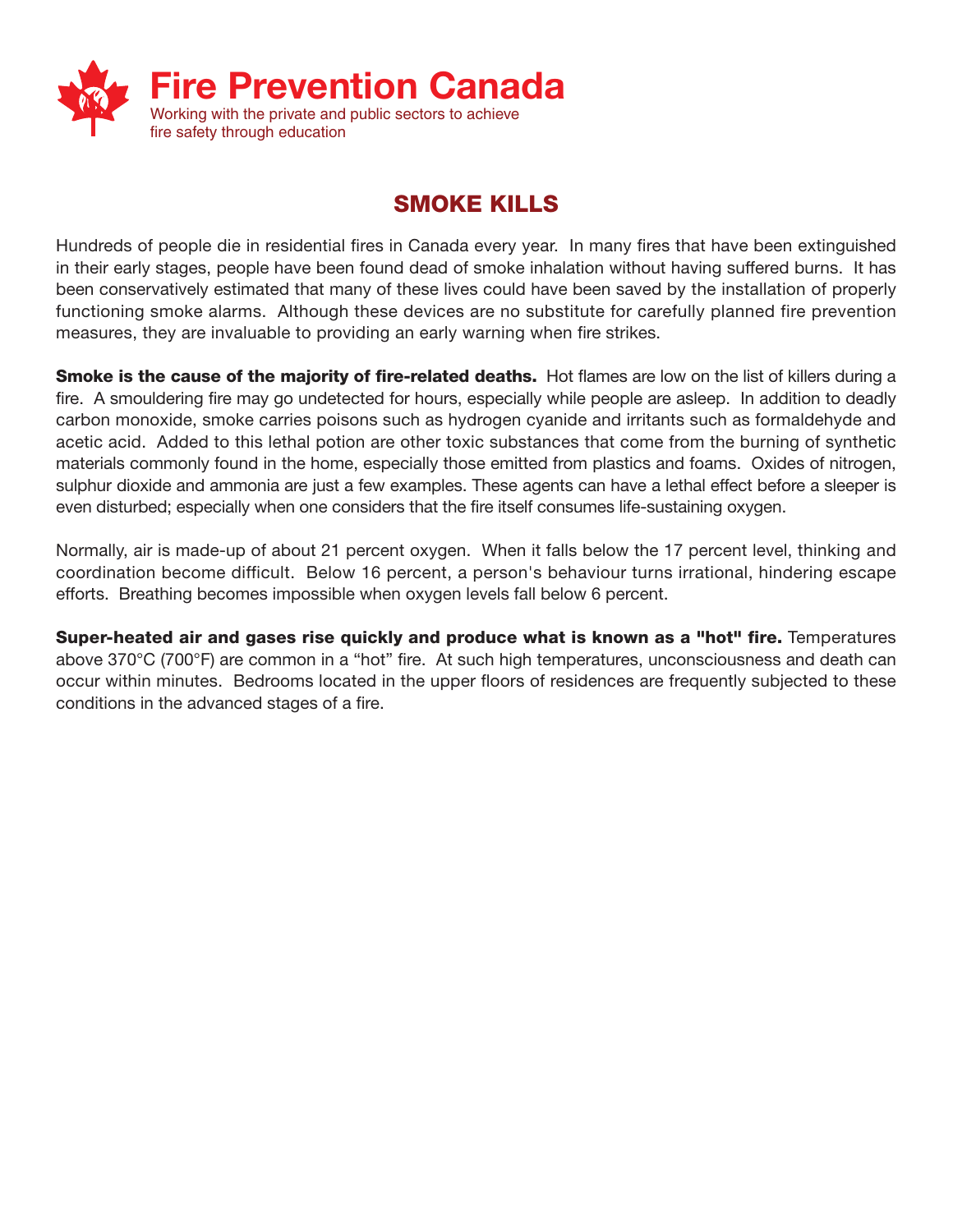# Fire Prevention Canada

Working with the private and public sectors to achieve fire safety through education

## SMOKE KILLS

Hundreds of people die in residential fires in Canada every year. In many fires that have been extinguished in their early stages, people have been found dead of smoke inhalation without having suffered burns. It has been conservatively estimated that many of these lives could have been saved by the installation of properly functioning smoke alarms. Although these devices are no substitute for carefully planned fire prevention measures, they are invaluable to providing an early warning when fire strikes.

**Smoke is the cause of the majority of fire-related deaths.** Hot flames are low on the list of killers during a fire. A smouldering fire may go undetected for hours, especially while people are asleep. In addition to deadly carbon monoxide, smoke carries poisons such as hydrogen cyanide and irritants such as formaldehyde and acetic acid. Added to this lethal potion are other toxic substances that come from the burning of synthetic materials commonly found in the home, especially those emitted from plastics and foams. Oxides of nitrogen, sulphur dioxide and ammonia are just a few examples. These agents can have a lethal effect before a sleeper is even disturbed; especially when one considers that the fire itself consumes life-sustaining oxygen.

Normally, air is made-up of about 21 percent oxygen. When it falls below the 17 percent level, thinking and coordination become difficult. Below 16 percent, a person's behaviour turns irrational, hindering escape efforts. Breathing becomes impossible when oxygen levels fall below 6 percent.

**Super-heated air and gases rise quickly and produce what is known as a "hot" fire.** Temperatures above 370°C (700°F) are common in a "hot" fire. At such high temperatures, unconsciousness and death can occur within minutes. Bedrooms located in the upper floors of residences are frequently subjected to these conditions in the advanced stages of a fire.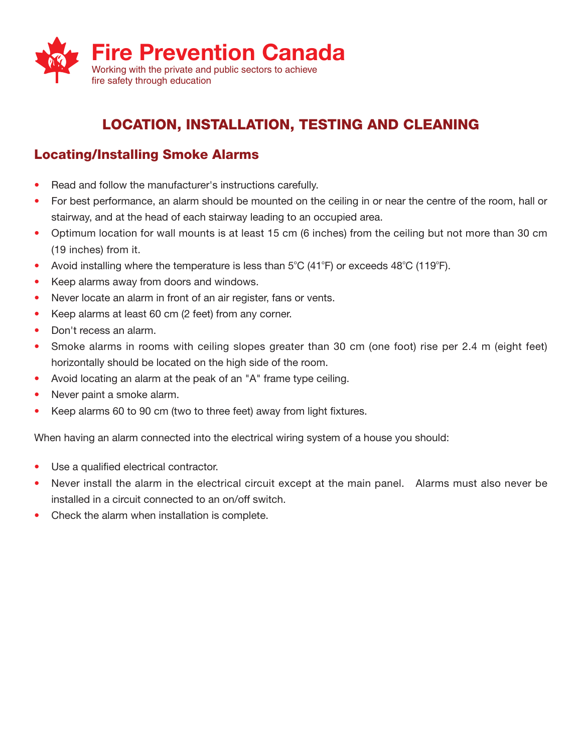Fire Prevention Canada

Working with the private and public sectors to achieve fire safety through education

# LOCATION, INSTALLATION, TESTING AND CLEANING

## Locating/Installing Smoke Alarms

- Read and follow the manufacturer's instructions carefully.
- For best performance, an alarm should be mounted on the ceiling in or near the centre of the room, hall or stairway, and at the head of each stairway leading to an occupied area.
- Optimum location for wall mounts is at least 15 cm (6 inches) from the ceiling but not more than 30 cm (19 inches) from it.
- Avoid installing where the temperature is less than 5°C (41°F) or exceeds 48°C (119°F).
- Keep alarms away from doors and windows.
- Never locate an alarm in front of an air register, fans or vents.
- Keep alarms at least 60 cm (2 feet) from any corner.
- Don't recess an alarm.
- Smoke alarms in rooms with ceiling slopes greater than 30 cm (one foot) rise per 2.4 m (eight feet) horizontally should be located on the high side of the room.
- Avoid locating an alarm at the peak of an "A" frame type ceiling.
- Never paint a smoke alarm.
- Keep alarms 60 to 90 cm (two to three feet) away from light fixtures.

When having an alarm connected into the electrical wiring system of a house you should:

- Use a qualified electrical contractor.
- Never install the alarm in the electrical circuit except at the main panel. Alarms must also never be installed in a circuit connected to an on/off switch.
- Check the alarm when installation is complete.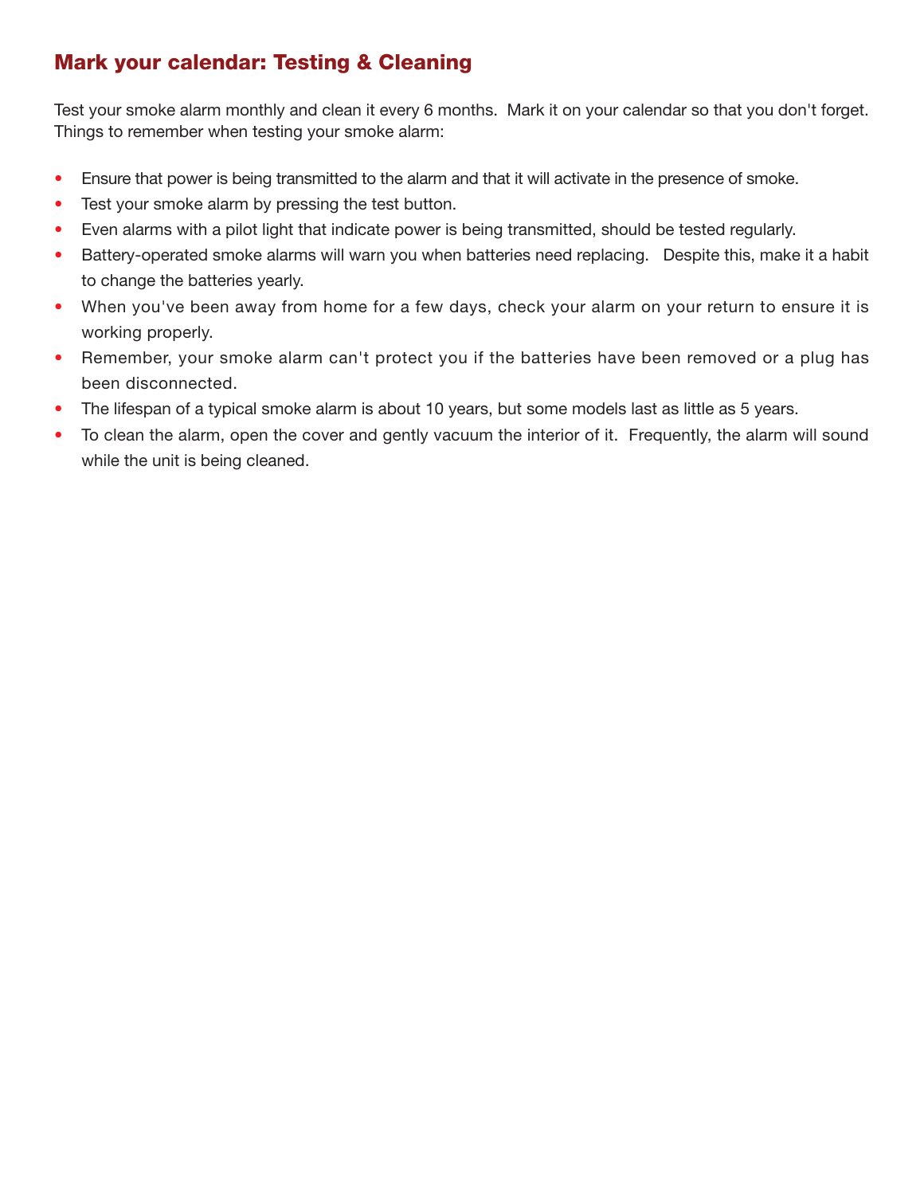## Mark your calendar: Testing & Cleaning

Test your smoke alarm monthly and clean it every 6 months. Mark it on your calendar so that you don't forget. Things to remember when testing your smoke alarm:

- Ensure that power is being transmitted to the alarm and that it will activate in the presence of smoke.
- Test your smoke alarm by pressing the test button.
- Even alarms with a pilot light that indicate power is being transmitted, should be tested regularly.
- Battery-operated smoke alarms will warn you when batteries need replacing. Despite this, make it a habit to change the batteries yearly.
- When you've been away from home for a few days, check your alarm on your return to ensure it is working properly.
- Remember, your smoke alarm can't protect you if the batteries have been removed or a plug has been disconnected.
- The lifespan of a typical smoke alarm is about 10 years, but some models last as little as 5 years.
- To clean the alarm, open the cover and gently vacuum the interior of it. Frequently, the alarm will sound while the unit is being cleaned.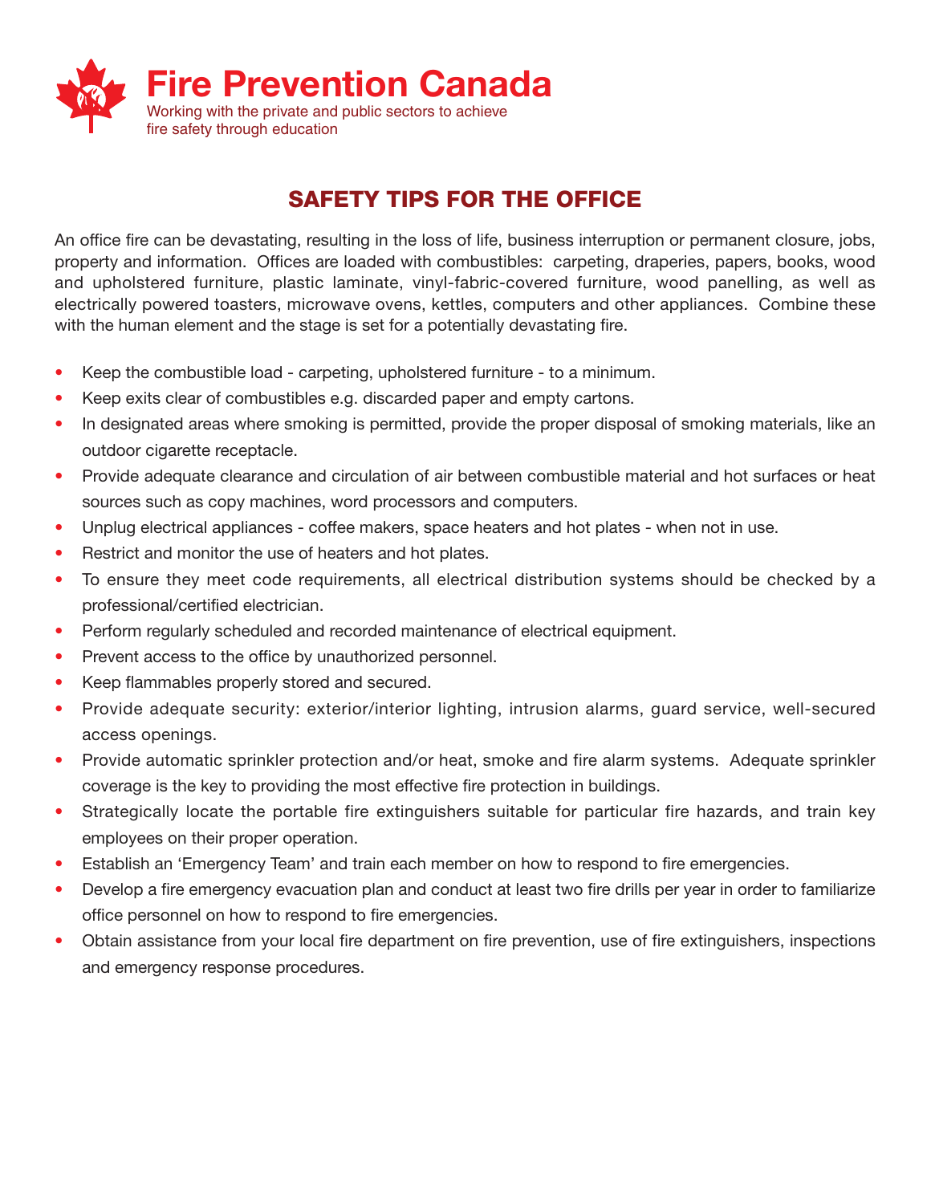# Fire Prevention Canada

Working with the private and public sectors to achieve fire safety through education

## SAFETY TIPS FOR THE OFFICE

An office fire can be devastating, resulting in the loss of life, business interruption or permanent closure, jobs, property and information. Offices are loaded with combustibles: carpeting, draperies, papers, books, wood and upholstered furniture, plastic laminate, vinyl-fabric-covered furniture, wood panelling, as well as electrically powered toasters, microwave ovens, kettles, computers and other appliances. Combine these with the human element and the stage is set for a potentially devastating fire.

- Keep the combustible load - carpeting, upholstered furniture - to a minimum.
- Keep exits clear of combustibles e.g. discarded paper and empty cartons.
- In designated areas where smoking is permitted, provide the proper disposal of smoking materials, like an outdoor cigarette receptacle.
- Provide adequate clearance and circulation of air between combustible material and hot surfaces or heat sources such as copy machines, word processors and computers.
- Unplug electrical appliances - coffee makers, space heaters and hot plates - when not in use.
- Restrict and monitor the use of heaters and hot plates.
- To ensure they meet code requirements, all electrical distribution systems should be checked by a professional/certified electrician.
- Perform regularly scheduled and recorded maintenance of electrical equipment.
- Prevent access to the office by unauthorized personnel.
- Keep flammables properly stored and secured.
- Provide adequate security: exterior/interior lighting, intrusion alarms, guard service, well-secured access openings.
- Provide automatic sprinkler protection and/or heat, smoke and fire alarm systems. Adequate sprinkler coverage is the key to providing the most effective fire protection in buildings.
- Strategically locate the portable fire extinguishers suitable for particular fire hazards, and train key employees on their proper operation.
- Establish an 'Emergency Team' and train each member on how to respond to fire emergencies.
- Develop a fire emergency evacuation plan and conduct at least two fire drills per year in order to familiarize office personnel on how to respond to fire emergencies.
- Obtain assistance from your local fire department on fire prevention, use of fire extinguishers, inspections and emergency response procedures.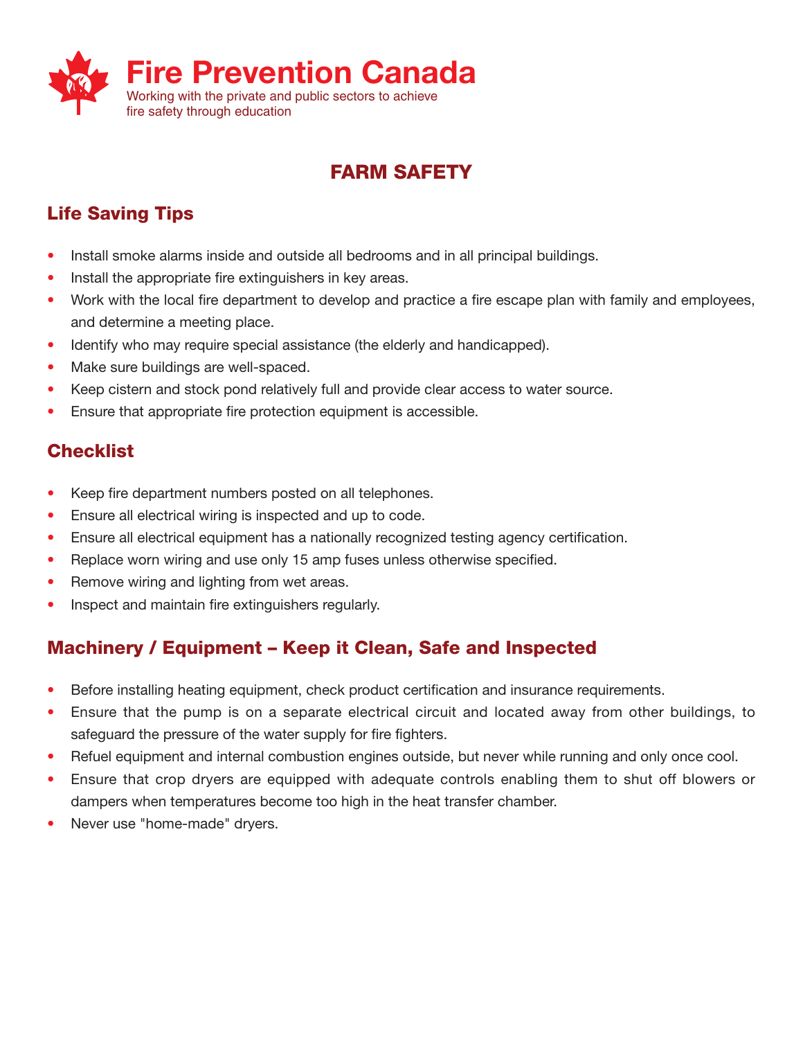# Fire Prevention Canada

Working with the private and public sectors to achieve fire safety through education

## FARM SAFETY

### Life Saving Tips

- Install smoke alarms inside and outside all bedrooms and in all principal buildings.
- Install the appropriate fire extinguishers in key areas.
- Work with the local fire department to develop and practice a fire escape plan with family and employees, and determine a meeting place.
- Identify who may require special assistance (the elderly and handicapped).
- Make sure buildings are well-spaced.
- Keep cistern and stock pond relatively full and provide clear access to water source.
- Ensure that appropriate fire protection equipment is accessible.

### Checklist

- Keep fire department numbers posted on all telephones.
- Ensure all electrical wiring is inspected and up to code.
- Ensure all electrical equipment has a nationally recognized testing agency certification.
- Replace worn wiring and use only 15 amp fuses unless otherwise specified.
- Remove wiring and lighting from wet areas.
- Inspect and maintain fire extinguishers regularly.

### Machinery / Equipment – Keep it Clean, Safe and Inspected

- Before installing heating equipment, check product certification and insurance requirements.
- Ensure that the pump is on a separate electrical circuit and located away from other buildings, to safeguard the pressure of the water supply for fire fighters.
- Refuel equipment and internal combustion engines outside, but never while running and only once cool.
- Ensure that crop dryers are equipped with adequate controls enabling them to shut off blowers or dampers when temperatures become too high in the heat transfer chamber.
- Never use "home-made" dryers.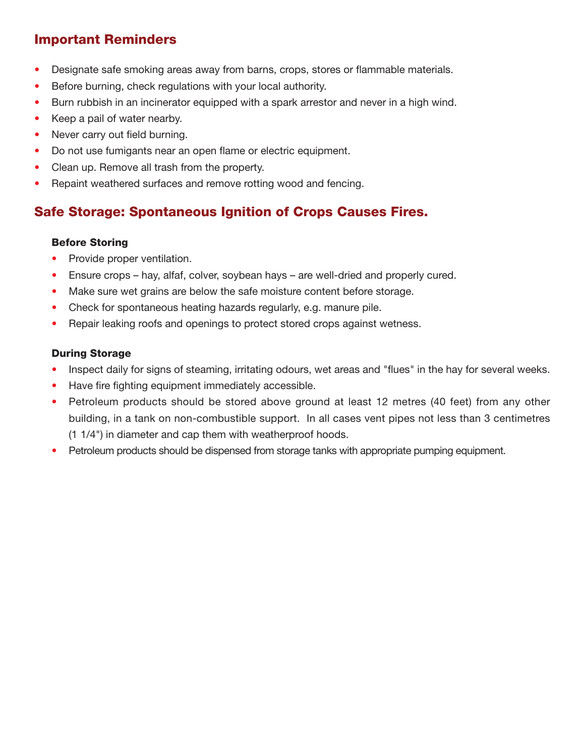## Important Reminders

- Designate safe smoking areas away from barns, crops, stores or flammable materials.
- Before burning, check regulations with your local authority.
- Burn rubbish in an incinerator equipped with a spark arrestor and never in a high wind.
- Keep a pail of water nearby.
- Never carry out field burning.
- Do not use fumigants near an open flame or electric equipment.
- Clean up. Remove all trash from the property.
- Repaint weathered surfaces and remove rotting wood and fencing.

## Safe Storage: Spontaneous Ignition of Crops Causes Fires.

### Before Storing

- Provide proper ventilation.
- Ensure crops – hay, alfaf, colver, soybean hays – are well-dried and properly cured.
- Make sure wet grains are below the safe moisture content before storage.
- Check for spontaneous heating hazards regularly, e.g. manure pile.
- Repair leaking roofs and openings to protect stored crops against wetness.

### During Storage

- Inspect daily for signs of steaming, irritating odours, wet areas and "flues" in the hay for several weeks.
- Have fire fighting equipment immediately accessible.
- Petroleum products should be stored above ground at least 12 metres (40 feet) from any other building, in a tank on non-combustible support. In all cases vent pipes not less than 3 centimetres (1 1/4") in diameter and cap them with weatherproof hoods.
- Petroleum products should be dispensed from storage tanks with appropriate pumping equipment.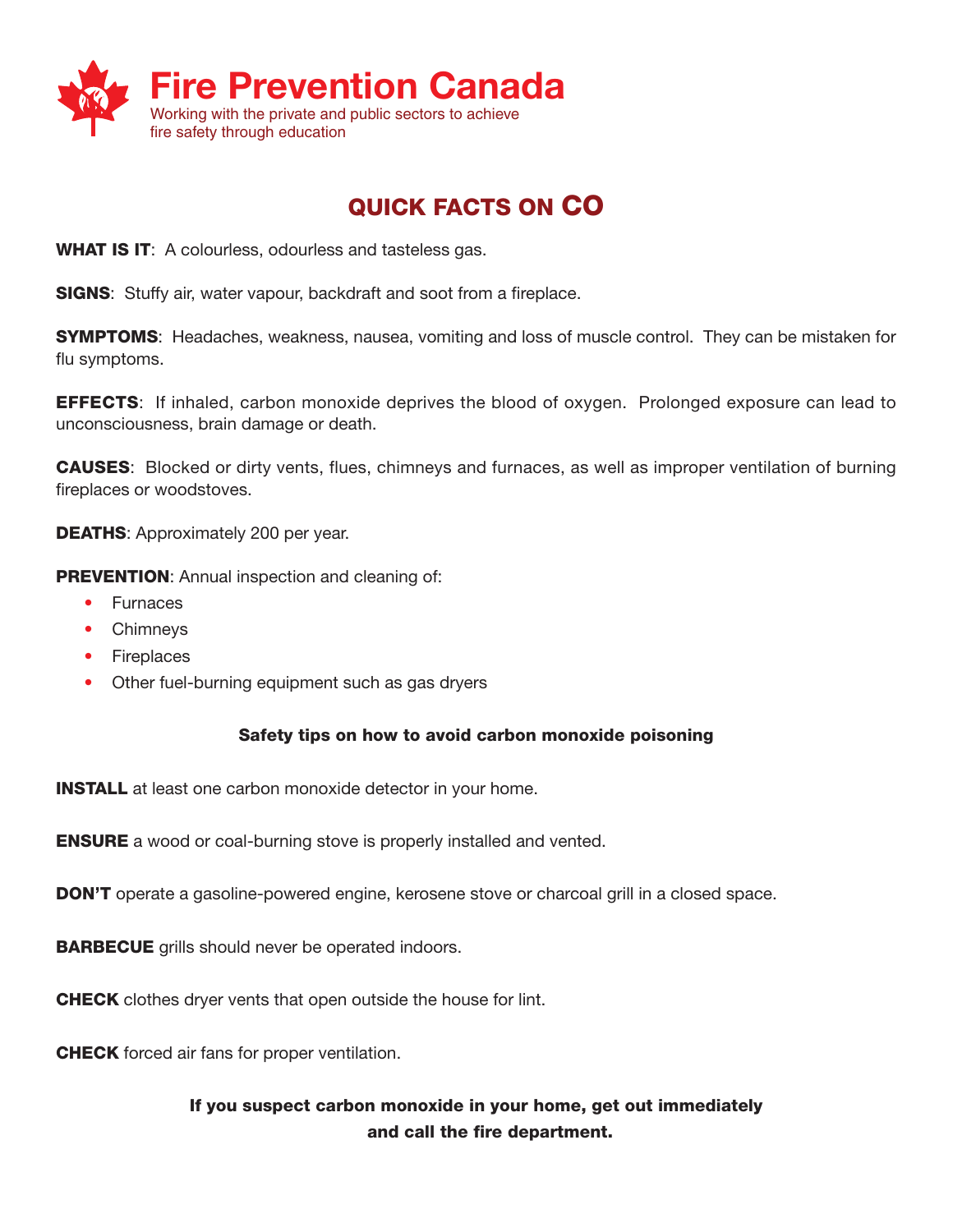# Fire Prevention Canada

Working with the private and public sectors to achieve fire safety through education

## QUICK FACTS ON CO

**WHAT IS IT**: A colourless, odourless and tasteless gas.

**SIGNS**: Stuffy air, water vapour, backdraft and soot from a fireplace.

**SYMPTOMS**: Headaches, weakness, nausea, vomiting and loss of muscle control. They can be mistaken for flu symptoms.

**EFFECTS**: If inhaled, carbon monoxide deprives the blood of oxygen. Prolonged exposure can lead to unconsciousness, brain damage or death.

**CAUSES**: Blocked or dirty vents, flues, chimneys and furnaces, as well as improper ventilation of burning fireplaces or woodstoves.

**DEATHS**: Approximately 200 per year.

**PREVENTION**: Annual inspection and cleaning of:

- Furnaces
- Chimneys
- Fireplaces
- Other fuel-burning equipment such as gas dryers

### Safety tips on how to avoid carbon monoxide poisoning

**INSTALL** at least one carbon monoxide detector in your home.

**ENSURE** a wood or coal-burning stove is properly installed and vented.

**DON'T** operate a gasoline-powered engine, kerosene stove or charcoal grill in a closed space.

**BARBECUE** grills should never be operated indoors.

**CHECK** clothes dryer vents that open outside the house for lint.

**CHECK** forced air fans for proper ventilation.

**If you suspect carbon monoxide in your home, get out immediately and call the fire department.**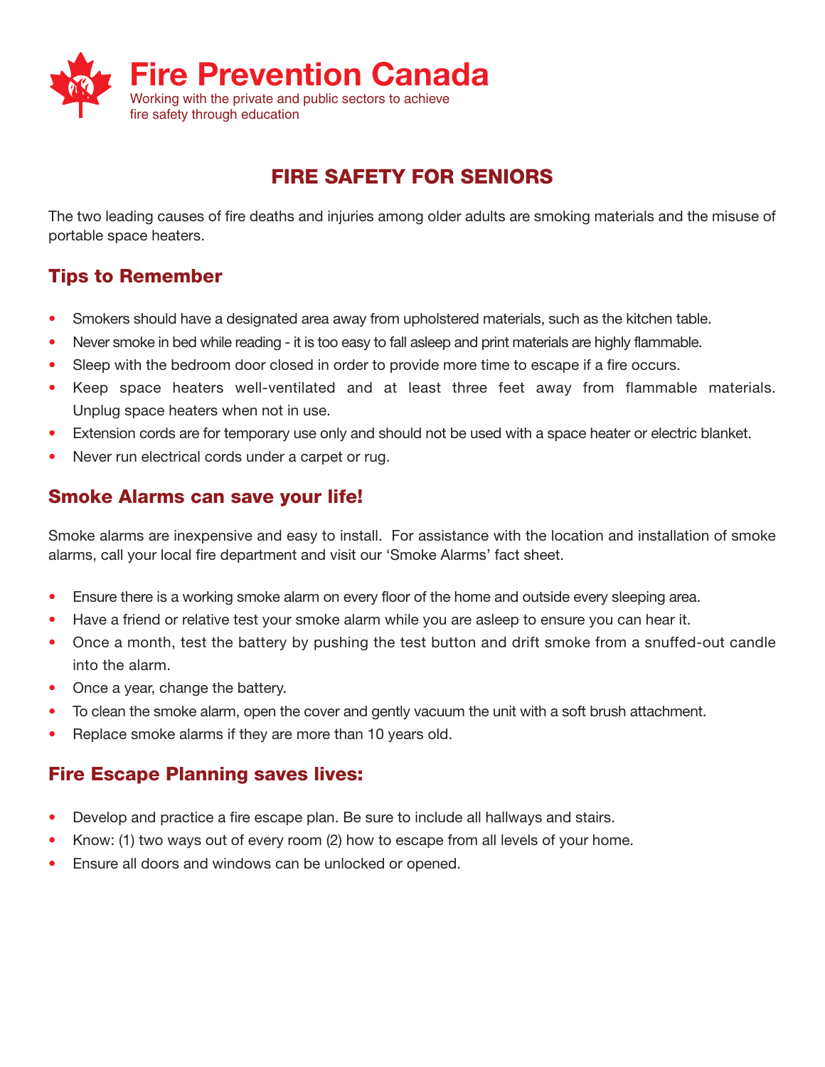# Fire Prevention Canada

Working with the private and public sectors to achieve fire safety through education

## FIRE SAFETY FOR SENIORS

The two leading causes of fire deaths and injuries among older adults are smoking materials and the misuse of portable space heaters.

### Tips to Remember

- Smokers should have a designated area away from upholstered materials, such as the kitchen table.
- Never smoke in bed while reading - it is too easy to fall asleep and print materials are highly flammable.
- Sleep with the bedroom door closed in order to provide more time to escape if a fire occurs.
- Keep space heaters well-ventilated and at least three feet away from flammable materials. Unplug space heaters when not in use.
- Extension cords are for temporary use only and should not be used with a space heater or electric blanket.
- Never run electrical cords under a carpet or rug.

### Smoke Alarms can save your life!

Smoke alarms are inexpensive and easy to install. For assistance with the location and installation of smoke alarms, call your local fire department and visit our 'Smoke Alarms' fact sheet.

- Ensure there is a working smoke alarm on every floor of the home and outside every sleeping area.
- Have a friend or relative test your smoke alarm while you are asleep to ensure you can hear it.
- Once a month, test the battery by pushing the test button and drift smoke from a snuffed-out candle into the alarm.
- Once a year, change the battery.
- To clean the smoke alarm, open the cover and gently vacuum the unit with a soft brush attachment.
- Replace smoke alarms if they are more than 10 years old.

### Fire Escape Planning saves lives:

- Develop and practice a fire escape plan. Be sure to include all hallways and stairs.
- Know: (1) two ways out of every room (2) how to escape from all levels of your home.
- Ensure all doors and windows can be unlocked or opened.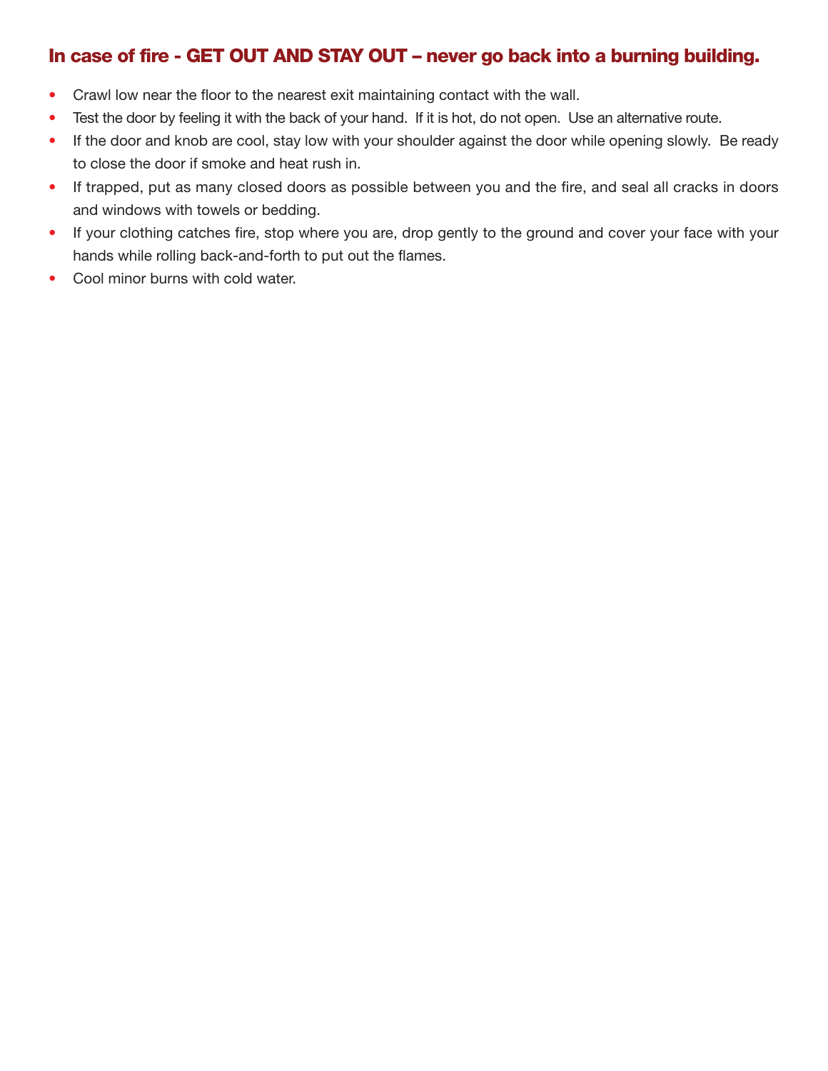## In case of fire - GET OUT AND STAY OUT – never go back into a burning building.

- Crawl low near the floor to the nearest exit maintaining contact with the wall.
- Test the door by feeling it with the back of your hand. If it is hot, do not open. Use an alternative route.
- If the door and knob are cool, stay low with your shoulder against the door while opening slowly. Be ready to close the door if smoke and heat rush in.
- If trapped, put as many closed doors as possible between you and the fire, and seal all cracks in doors and windows with towels or bedding.
- If your clothing catches fire, stop where you are, drop gently to the ground and cover your face with your hands while rolling back-and-forth to put out the flames.
- Cool minor burns with cold water.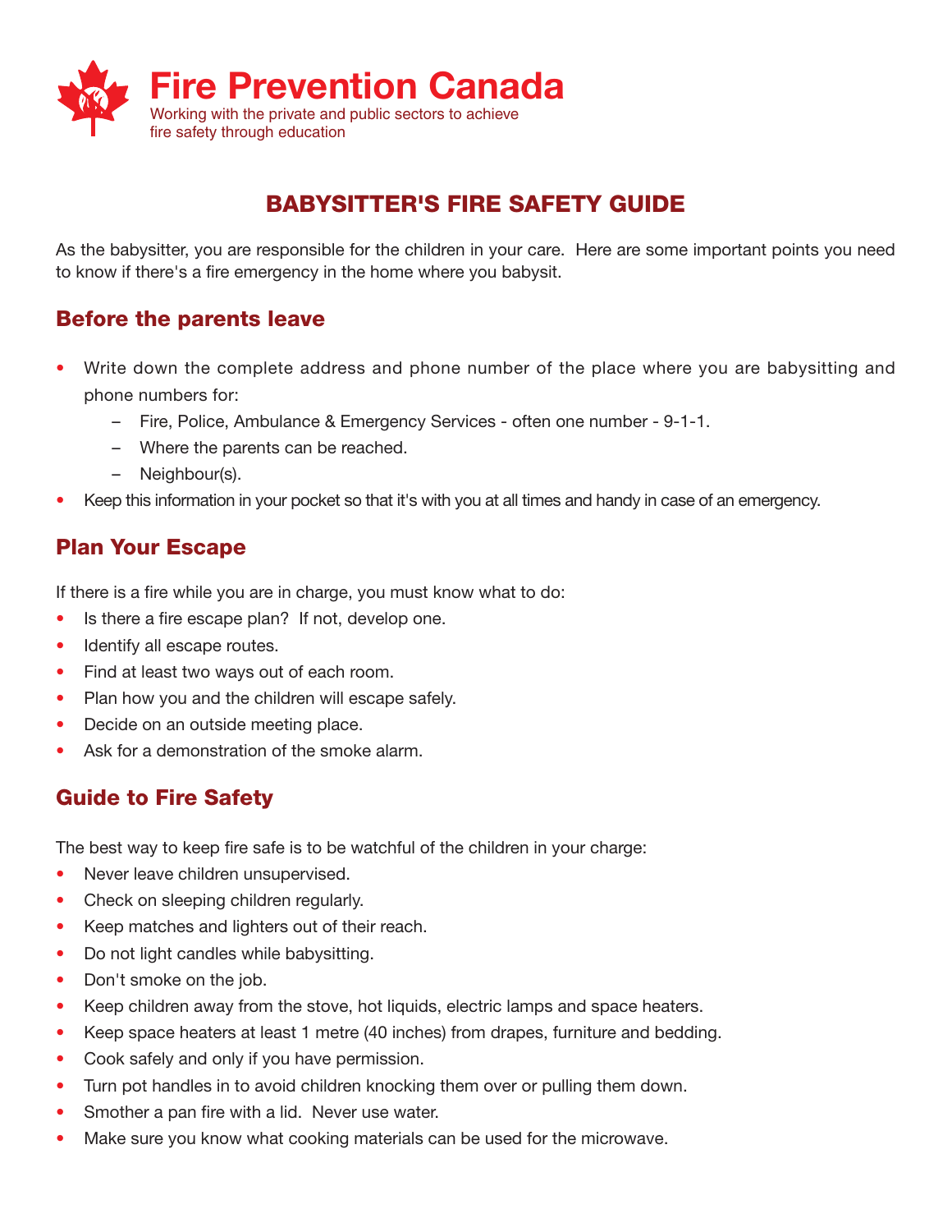# Fire Prevention Canada

Working with the private and public sectors to achieve fire safety through education

## BABYSITTER'S FIRE SAFETY GUIDE

As the babysitter, you are responsible for the children in your care. Here are some important points you need to know if there's a fire emergency in the home where you babysit.

### Before the parents leave

- Write down the complete address and phone number of the place where you are babysitting and phone numbers for:
  - Fire, Police, Ambulance & Emergency Services - often one number - 9-1-1.
  - Where the parents can be reached.
  - Neighbour(s).
- Keep this information in your pocket so that it's with you at all times and handy in case of an emergency.

### Plan Your Escape

If there is a fire while you are in charge, you must know what to do:

- Is there a fire escape plan? If not, develop one.
- Identify all escape routes.
- Find at least two ways out of each room.
- Plan how you and the children will escape safely.
- Decide on an outside meeting place.
- Ask for a demonstration of the smoke alarm.

### Guide to Fire Safety

The best way to keep fire safe is to be watchful of the children in your charge:

- Never leave children unsupervised.
- Check on sleeping children regularly.
- Keep matches and lighters out of their reach.
- Do not light candles while babysitting.
- Don't smoke on the job.
- Keep children away from the stove, hot liquids, electric lamps and space heaters.
- Keep space heaters at least 1 metre (40 inches) from drapes, furniture and bedding.
- Cook safely and only if you have permission.
- Turn pot handles in to avoid children knocking them over or pulling them down.
- Smother a pan fire with a lid. Never use water.
- Make sure you know what cooking materials can be used for the microwave.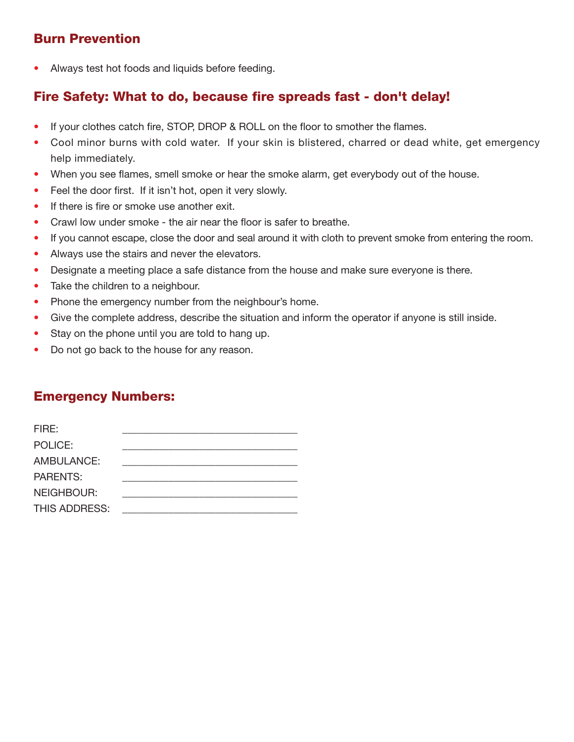## Burn Prevention

- Always test hot foods and liquids before feeding.

## Fire Safety: What to do, because fire spreads fast - don't delay!

- If your clothes catch fire, STOP, DROP & ROLL on the floor to smother the flames.
- Cool minor burns with cold water. If your skin is blistered, charred or dead white, get emergency help immediately.
- When you see flames, smell smoke or hear the smoke alarm, get everybody out of the house.
- Feel the door first. If it isn't hot, open it very slowly.
- If there is fire or smoke use another exit.
- Crawl low under smoke - the air near the floor is safer to breathe.
- If you cannot escape, close the door and seal around it with cloth to prevent smoke from entering the room.
- Always use the stairs and never the elevators.
- Designate a meeting place a safe distance from the house and make sure everyone is there.
- Take the children to a neighbour.
- Phone the emergency number from the neighbour's home.
- Give the complete address, describe the situation and inform the operator if anyone is still inside.
- Stay on the phone until you are told to hang up.
- Do not go back to the house for any reason.

## Emergency Numbers:

FIRE: ______________________________

POLICE: ______________________________

AMBULANCE: ______________________________

PARENTS: ______________________________

NEIGHBOUR: ______________________________

THIS ADDRESS: ______________________________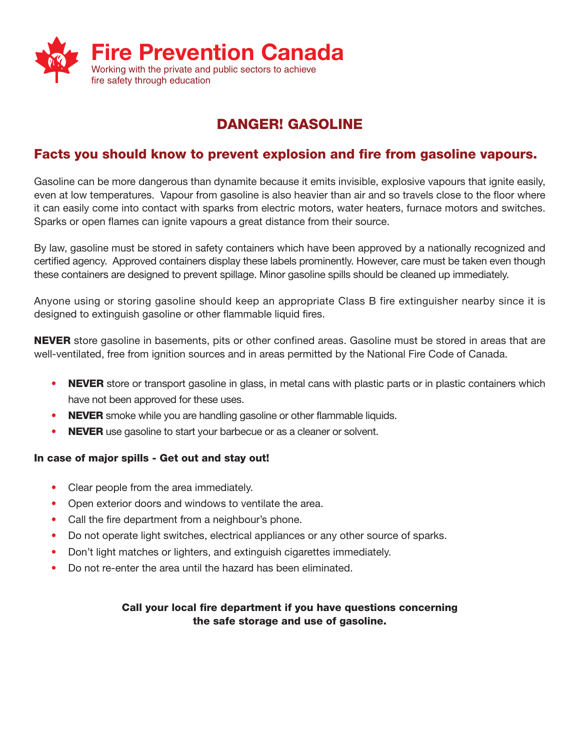# Fire Prevention Canada

Working with the private and public sectors to achieve fire safety through education

## DANGER! GASOLINE

### Facts you should know to prevent explosion and fire from gasoline vapours.

Gasoline can be more dangerous than dynamite because it emits invisible, explosive vapours that ignite easily, even at low temperatures. Vapour from gasoline is also heavier than air and so travels close to the floor where it can easily come into contact with sparks from electric motors, water heaters, furnace motors and switches. Sparks or open flames can ignite vapours a great distance from their source.

By law, gasoline must be stored in safety containers which have been approved by a nationally recognized and certified agency. Approved containers display these labels prominently. However, care must be taken even though these containers are designed to prevent spillage. Minor gasoline spills should be cleaned up immediately.

Anyone using or storing gasoline should keep an appropriate Class B fire extinguisher nearby since it is designed to extinguish gasoline or other flammable liquid fires.

**NEVER** store gasoline in basements, pits or other confined areas. Gasoline must be stored in areas that are well-ventilated, free from ignition sources and in areas permitted by the National Fire Code of Canada.

- **NEVER** store or transport gasoline in glass, in metal cans with plastic parts or in plastic containers which have not been approved for these uses.
- **NEVER** smoke while you are handling gasoline or other flammable liquids.
- **NEVER** use gasoline to start your barbecue or as a cleaner or solvent.

**In case of major spills - Get out and stay out!**

- Clear people from the area immediately.
- Open exterior doors and windows to ventilate the area.
- Call the fire department from a neighbour's phone.
- Do not operate light switches, electrical appliances or any other source of sparks.
- Don't light matches or lighters, and extinguish cigarettes immediately.
- Do not re-enter the area until the hazard has been eliminated.

**Call your local fire department if you have questions concerning the safe storage and use of gasoline.**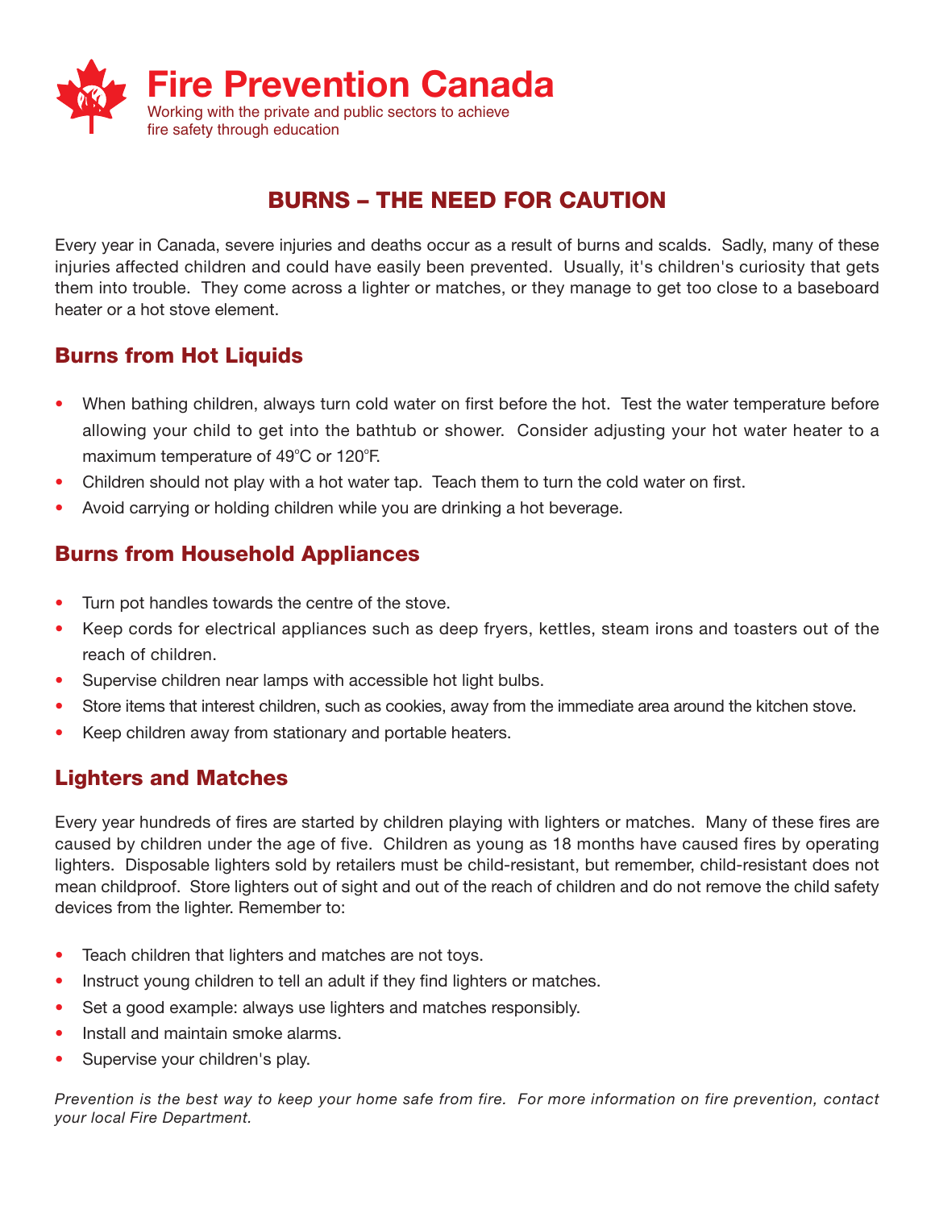# Fire Prevention Canada

Working with the private and public sectors to achieve fire safety through education

## BURNS – THE NEED FOR CAUTION

Every year in Canada, severe injuries and deaths occur as a result of burns and scalds. Sadly, many of these injuries affected children and could have easily been prevented. Usually, it's children's curiosity that gets them into trouble. They come across a lighter or matches, or they manage to get too close to a baseboard heater or a hot stove element.

### Burns from Hot Liquids

- When bathing children, always turn cold water on first before the hot. Test the water temperature before allowing your child to get into the bathtub or shower. Consider adjusting your hot water heater to a maximum temperature of 49°C or 120°F.
- Children should not play with a hot water tap. Teach them to turn the cold water on first.
- Avoid carrying or holding children while you are drinking a hot beverage.

### Burns from Household Appliances

- Turn pot handles towards the centre of the stove.
- Keep cords for electrical appliances such as deep fryers, kettles, steam irons and toasters out of the reach of children.
- Supervise children near lamps with accessible hot light bulbs.
- Store items that interest children, such as cookies, away from the immediate area around the kitchen stove.
- Keep children away from stationary and portable heaters.

### Lighters and Matches

Every year hundreds of fires are started by children playing with lighters or matches. Many of these fires are caused by children under the age of five. Children as young as 18 months have caused fires by operating lighters. Disposable lighters sold by retailers must be child-resistant, but remember, child-resistant does not mean childproof. Store lighters out of sight and out of the reach of children and do not remove the child safety devices from the lighter. Remember to:

- Teach children that lighters and matches are not toys.
- Instruct young children to tell an adult if they find lighters or matches.
- Set a good example: always use lighters and matches responsibly.
- Install and maintain smoke alarms.
- Supervise your children's play.

*Prevention is the best way to keep your home safe from fire. For more information on fire prevention, contact your local Fire Department.*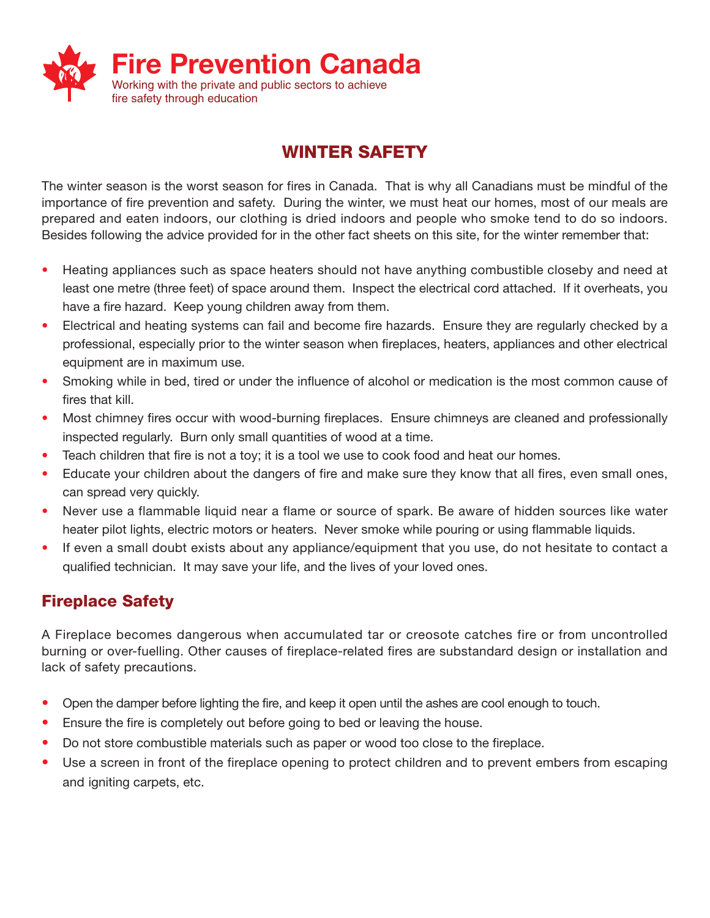# Fire Prevention Canada

Working with the private and public sectors to achieve fire safety through education

## WINTER SAFETY

The winter season is the worst season for fires in Canada. That is why all Canadians must be mindful of the importance of fire prevention and safety. During the winter, we must heat our homes, most of our meals are prepared and eaten indoors, our clothing is dried indoors and people who smoke tend to do so indoors. Besides following the advice provided for in the other fact sheets on this site, for the winter remember that:

- Heating appliances such as space heaters should not have anything combustible closeby and need at least one metre (three feet) of space around them. Inspect the electrical cord attached. If it overheats, you have a fire hazard. Keep young children away from them.
- Electrical and heating systems can fail and become fire hazards. Ensure they are regularly checked by a professional, especially prior to the winter season when fireplaces, heaters, appliances and other electrical equipment are in maximum use.
- Smoking while in bed, tired or under the influence of alcohol or medication is the most common cause of fires that kill.
- Most chimney fires occur with wood-burning fireplaces. Ensure chimneys are cleaned and professionally inspected regularly. Burn only small quantities of wood at a time.
- Teach children that fire is not a toy; it is a tool we use to cook food and heat our homes.
- Educate your children about the dangers of fire and make sure they know that all fires, even small ones, can spread very quickly.
- Never use a flammable liquid near a flame or source of spark. Be aware of hidden sources like water heater pilot lights, electric motors or heaters. Never smoke while pouring or using flammable liquids.
- If even a small doubt exists about any appliance/equipment that you use, do not hesitate to contact a qualified technician. It may save your life, and the lives of your loved ones.

## Fireplace Safety

A Fireplace becomes dangerous when accumulated tar or creosote catches fire or from uncontrolled burning or over-fuelling. Other causes of fireplace-related fires are substandard design or installation and lack of safety precautions.

- Open the damper before lighting the fire, and keep it open until the ashes are cool enough to touch.
- Ensure the fire is completely out before going to bed or leaving the house.
- Do not store combustible materials such as paper or wood too close to the fireplace.
- Use a screen in front of the fireplace opening to protect children and to prevent embers from escaping and igniting carpets, etc.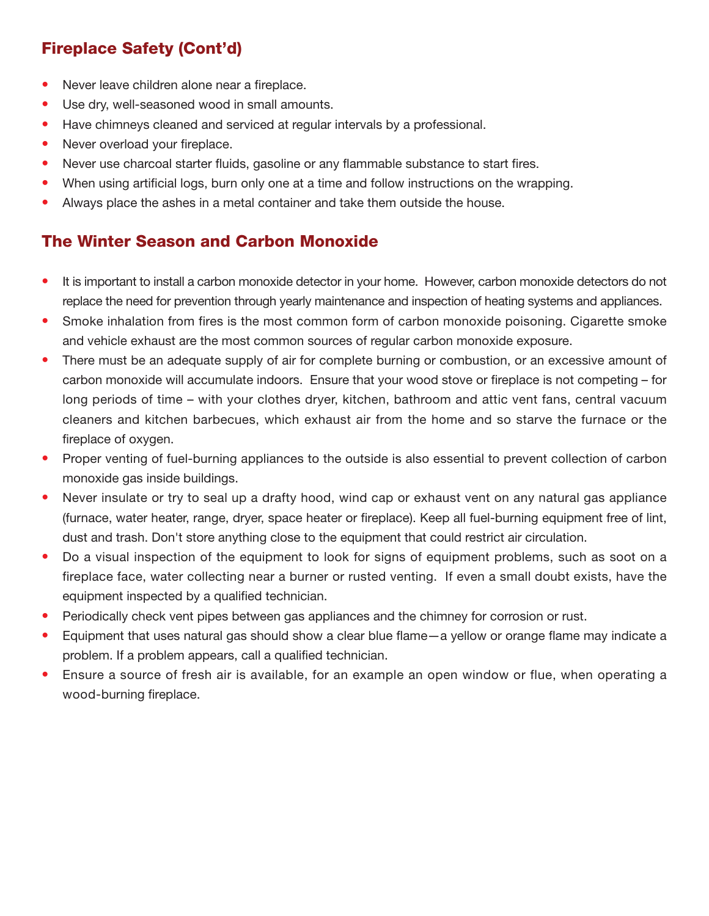## Fireplace Safety (Cont'd)

- Never leave children alone near a fireplace.
- Use dry, well-seasoned wood in small amounts.
- Have chimneys cleaned and serviced at regular intervals by a professional.
- Never overload your fireplace.
- Never use charcoal starter fluids, gasoline or any flammable substance to start fires.
- When using artificial logs, burn only one at a time and follow instructions on the wrapping.
- Always place the ashes in a metal container and take them outside the house.

## The Winter Season and Carbon Monoxide

- It is important to install a carbon monoxide detector in your home. However, carbon monoxide detectors do not replace the need for prevention through yearly maintenance and inspection of heating systems and appliances.
- Smoke inhalation from fires is the most common form of carbon monoxide poisoning. Cigarette smoke and vehicle exhaust are the most common sources of regular carbon monoxide exposure.
- There must be an adequate supply of air for complete burning or combustion, or an excessive amount of carbon monoxide will accumulate indoors. Ensure that your wood stove or fireplace is not competing – for long periods of time – with your clothes dryer, kitchen, bathroom and attic vent fans, central vacuum cleaners and kitchen barbecues, which exhaust air from the home and so starve the furnace or the fireplace of oxygen.
- Proper venting of fuel-burning appliances to the outside is also essential to prevent collection of carbon monoxide gas inside buildings.
- Never insulate or try to seal up a drafty hood, wind cap or exhaust vent on any natural gas appliance (furnace, water heater, range, dryer, space heater or fireplace). Keep all fuel-burning equipment free of lint, dust and trash. Don't store anything close to the equipment that could restrict air circulation.
- Do a visual inspection of the equipment to look for signs of equipment problems, such as soot on a fireplace face, water collecting near a burner or rusted venting. If even a small doubt exists, have the equipment inspected by a qualified technician.
- Periodically check vent pipes between gas appliances and the chimney for corrosion or rust.
- Equipment that uses natural gas should show a clear blue flame—a yellow or orange flame may indicate a problem. If a problem appears, call a qualified technician.
- Ensure a source of fresh air is available, for an example an open window or flue, when operating a wood-burning fireplace.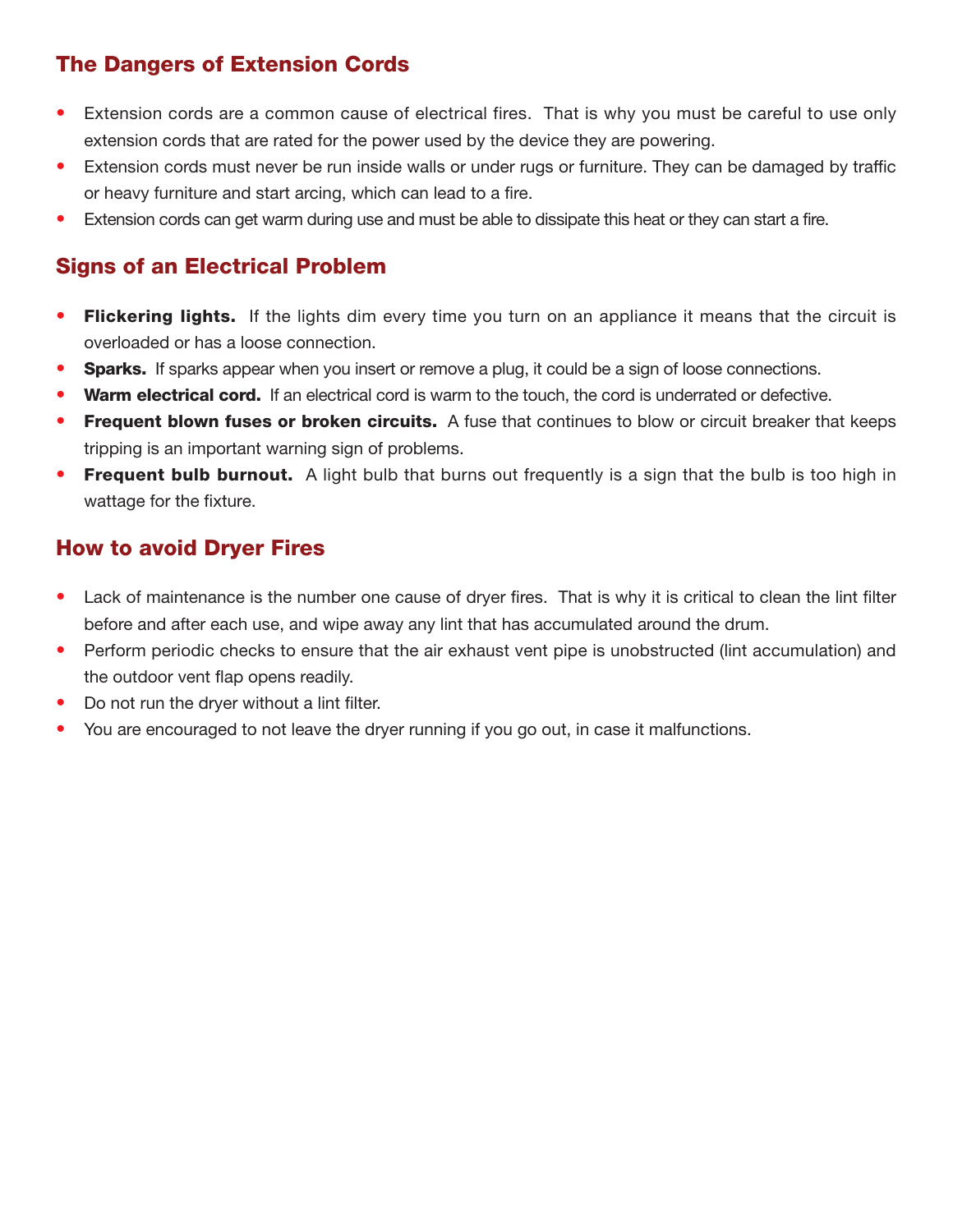## The Dangers of Extension Cords

- Extension cords are a common cause of electrical fires. That is why you must be careful to use only extension cords that are rated for the power used by the device they are powering.
- Extension cords must never be run inside walls or under rugs or furniture. They can be damaged by traffic or heavy furniture and start arcing, which can lead to a fire.
- Extension cords can get warm during use and must be able to dissipate this heat or they can start a fire.

## Signs of an Electrical Problem

- **Flickering lights.** If the lights dim every time you turn on an appliance it means that the circuit is overloaded or has a loose connection.
- **Sparks.** If sparks appear when you insert or remove a plug, it could be a sign of loose connections.
- **Warm electrical cord.** If an electrical cord is warm to the touch, the cord is underrated or defective.
- **Frequent blown fuses or broken circuits.** A fuse that continues to blow or circuit breaker that keeps tripping is an important warning sign of problems.
- **Frequent bulb burnout.** A light bulb that burns out frequently is a sign that the bulb is too high in wattage for the fixture.

## How to avoid Dryer Fires

- Lack of maintenance is the number one cause of dryer fires. That is why it is critical to clean the lint filter before and after each use, and wipe away any lint that has accumulated around the drum.
- Perform periodic checks to ensure that the air exhaust vent pipe is unobstructed (lint accumulation) and the outdoor vent flap opens readily.
- Do not run the dryer without a lint filter.
- You are encouraged to not leave the dryer running if you go out, in case it malfunctions.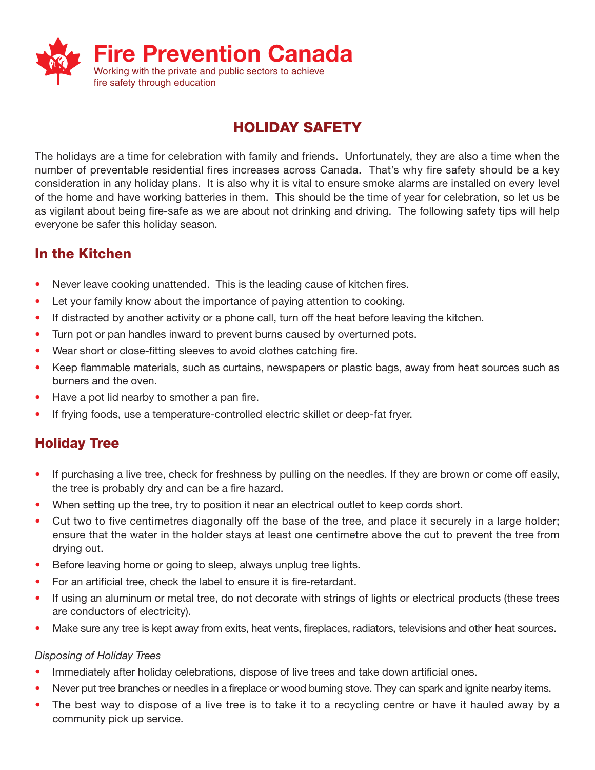**Fire Prevention Canada**

Working with the private and public sectors to achieve fire safety through education

# HOLIDAY SAFETY

The holidays are a time for celebration with family and friends. Unfortunately, they are also a time when the number of preventable residential fires increases across Canada. That's why fire safety should be a key consideration in any holiday plans. It is also why it is vital to ensure smoke alarms are installed on every level of the home and have working batteries in them. This should be the time of year for celebration, so let us be as vigilant about being fire-safe as we are about not drinking and driving. The following safety tips will help everyone be safer this holiday season.

## In the Kitchen

- Never leave cooking unattended. This is the leading cause of kitchen fires.
- Let your family know about the importance of paying attention to cooking.
- If distracted by another activity or a phone call, turn off the heat before leaving the kitchen.
- Turn pot or pan handles inward to prevent burns caused by overturned pots.
- Wear short or close-fitting sleeves to avoid clothes catching fire.
- Keep flammable materials, such as curtains, newspapers or plastic bags, away from heat sources such as burners and the oven.
- Have a pot lid nearby to smother a pan fire.
- If frying foods, use a temperature-controlled electric skillet or deep-fat fryer.

## Holiday Tree

- If purchasing a live tree, check for freshness by pulling on the needles. If they are brown or come off easily, the tree is probably dry and can be a fire hazard.
- When setting up the tree, try to position it near an electrical outlet to keep cords short.
- Cut two to five centimetres diagonally off the base of the tree, and place it securely in a large holder; ensure that the water in the holder stays at least one centimetre above the cut to prevent the tree from drying out.
- Before leaving home or going to sleep, always unplug tree lights.
- For an artificial tree, check the label to ensure it is fire-retardant.
- If using an aluminum or metal tree, do not decorate with strings of lights or electrical products (these trees are conductors of electricity).
- Make sure any tree is kept away from exits, heat vents, fireplaces, radiators, televisions and other heat sources.

*Disposing of Holiday Trees*

- Immediately after holiday celebrations, dispose of live trees and take down artificial ones.
- Never put tree branches or needles in a fireplace or wood burning stove. They can spark and ignite nearby items.
- The best way to dispose of a live tree is to take it to a recycling centre or have it hauled away by a community pick up service.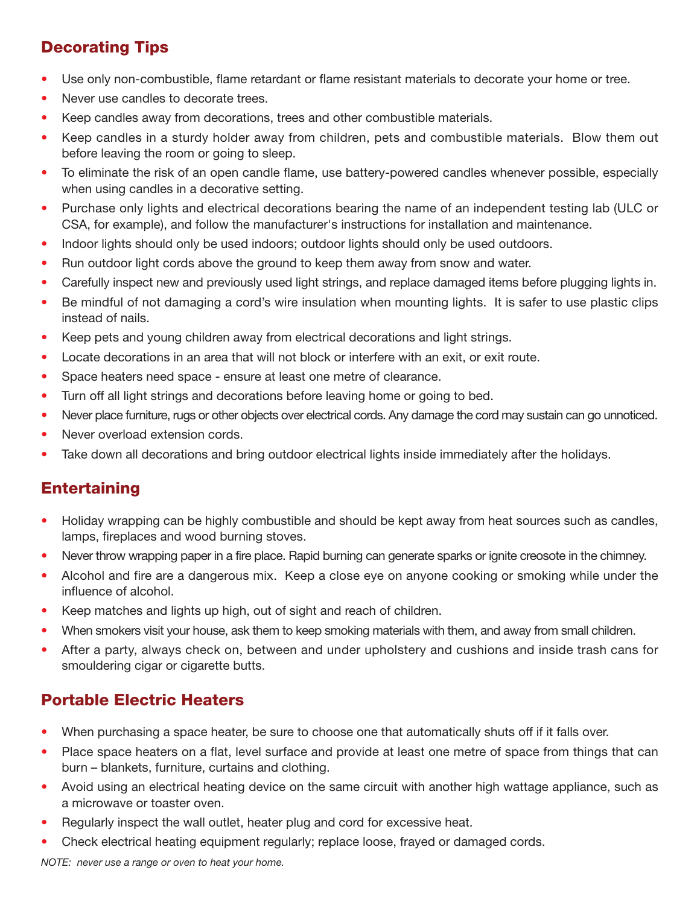## Decorating Tips

- Use only non-combustible, flame retardant or flame resistant materials to decorate your home or tree.
- Never use candles to decorate trees.
- Keep candles away from decorations, trees and other combustible materials.
- Keep candles in a sturdy holder away from children, pets and combustible materials. Blow them out before leaving the room or going to sleep.
- To eliminate the risk of an open candle flame, use battery-powered candles whenever possible, especially when using candles in a decorative setting.
- Purchase only lights and electrical decorations bearing the name of an independent testing lab (ULC or CSA, for example), and follow the manufacturer's instructions for installation and maintenance.
- Indoor lights should only be used indoors; outdoor lights should only be used outdoors.
- Run outdoor light cords above the ground to keep them away from snow and water.
- Carefully inspect new and previously used light strings, and replace damaged items before plugging lights in.
- Be mindful of not damaging a cord's wire insulation when mounting lights. It is safer to use plastic clips instead of nails.
- Keep pets and young children away from electrical decorations and light strings.
- Locate decorations in an area that will not block or interfere with an exit, or exit route.
- Space heaters need space - ensure at least one metre of clearance.
- Turn off all light strings and decorations before leaving home or going to bed.
- Never place furniture, rugs or other objects over electrical cords. Any damage the cord may sustain can go unnoticed.
- Never overload extension cords.
- Take down all decorations and bring outdoor electrical lights inside immediately after the holidays.

## Entertaining

- Holiday wrapping can be highly combustible and should be kept away from heat sources such as candles, lamps, fireplaces and wood burning stoves.
- Never throw wrapping paper in a fire place. Rapid burning can generate sparks or ignite creosote in the chimney.
- Alcohol and fire are a dangerous mix. Keep a close eye on anyone cooking or smoking while under the influence of alcohol.
- Keep matches and lights up high, out of sight and reach of children.
- When smokers visit your house, ask them to keep smoking materials with them, and away from small children.
- After a party, always check on, between and under upholstery and cushions and inside trash cans for smouldering cigar or cigarette butts.

## Portable Electric Heaters

- When purchasing a space heater, be sure to choose one that automatically shuts off if it falls over.
- Place space heaters on a flat, level surface and provide at least one metre of space from things that can burn – blankets, furniture, curtains and clothing.
- Avoid using an electrical heating device on the same circuit with another high wattage appliance, such as a microwave or toaster oven.
- Regularly inspect the wall outlet, heater plug and cord for excessive heat.
- Check electrical heating equipment regularly; replace loose, frayed or damaged cords.

*NOTE: never use a range or oven to heat your home.*